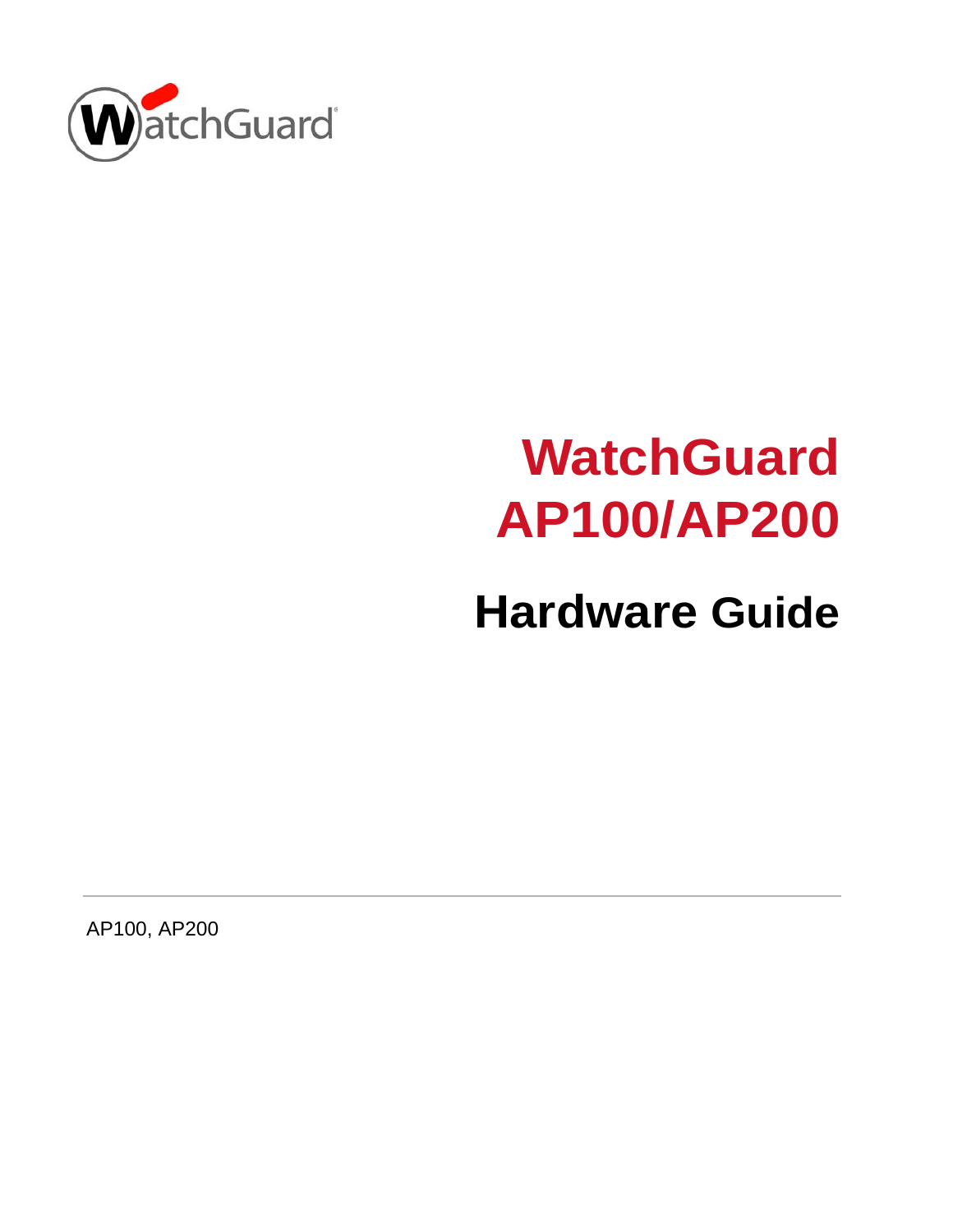# WatchGuard AP100/AP200

## Hardware Guide

AP100, AP200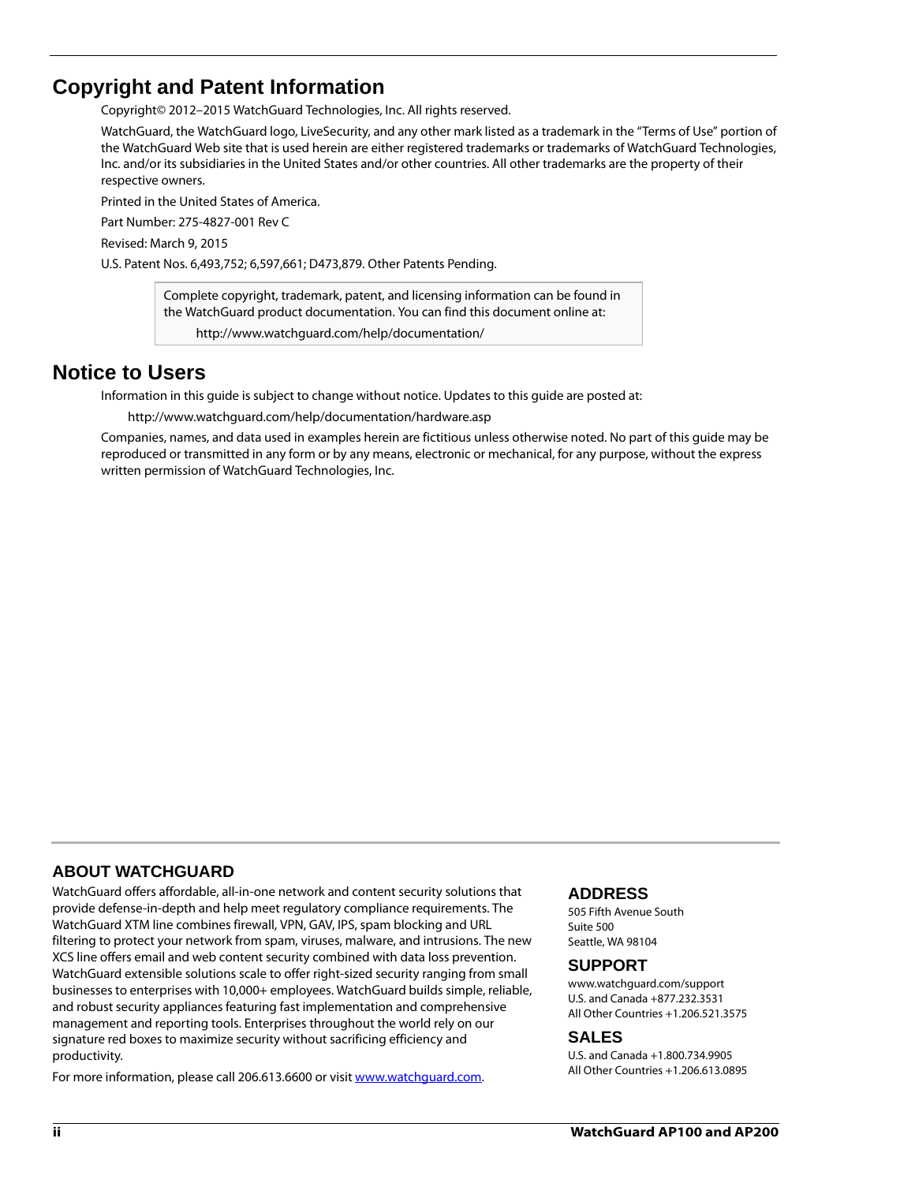## Copyright and Patent Information

Copyright© 2012–2015 WatchGuard Technologies, Inc. All rights reserved.

WatchGuard, the WatchGuard logo, LiveSecurity, and any other mark listed as a trademark in the "Terms of Use" portion of the WatchGuard Web site that is used herein are either registered trademarks or trademarks of WatchGuard Technologies, Inc. and/or its subsidiaries in the United States and/or other countries. All other trademarks are the property of their respective owners.

Printed in the United States of America.

Part Number: 275-4827-001 Rev C

Revised: March 9, 2015

U.S. Patent Nos. 6,493,752; 6,597,661; D473,879. Other Patents Pending.

> Complete copyright, trademark, patent, and licensing information can be found in the WatchGuard product documentation. You can find this document online at:
>
> http://www.watchguard.com/help/documentation/

## Notice to Users

Information in this guide is subject to change without notice. Updates to this guide are posted at:

http://www.watchguard.com/help/documentation/hardware.asp

Companies, names, and data used in examples herein are fictitious unless otherwise noted. No part of this guide may be reproduced or transmitted in any form or by any means, electronic or mechanical, for any purpose, without the express written permission of WatchGuard Technologies, Inc.

### ABOUT WATCHGUARD

WatchGuard offers affordable, all-in-one network and content security solutions that provide defense-in-depth and help meet regulatory compliance requirements. The WatchGuard XTM line combines firewall, VPN, GAV, IPS, spam blocking and URL filtering to protect your network from spam, viruses, malware, and intrusions. The new XCS line offers email and web content security combined with data loss prevention. WatchGuard extensible solutions scale to offer right-sized security ranging from small businesses to enterprises with 10,000+ employees. WatchGuard builds simple, reliable, and robust security appliances featuring fast implementation and comprehensive management and reporting tools. Enterprises throughout the world rely on our signature red boxes to maximize security without sacrificing efficiency and productivity.

For more information, please call 206.613.6600 or visit www.watchguard.com.

### ADDRESS

505 Fifth Avenue South
Suite 500
Seattle, WA 98104

### SUPPORT

www.watchguard.com/support
U.S. and Canada +877.232.3531
All Other Countries +1.206.521.3575

### SALES

U.S. and Canada +1.800.734.9905
All Other Countries +1.206.613.0895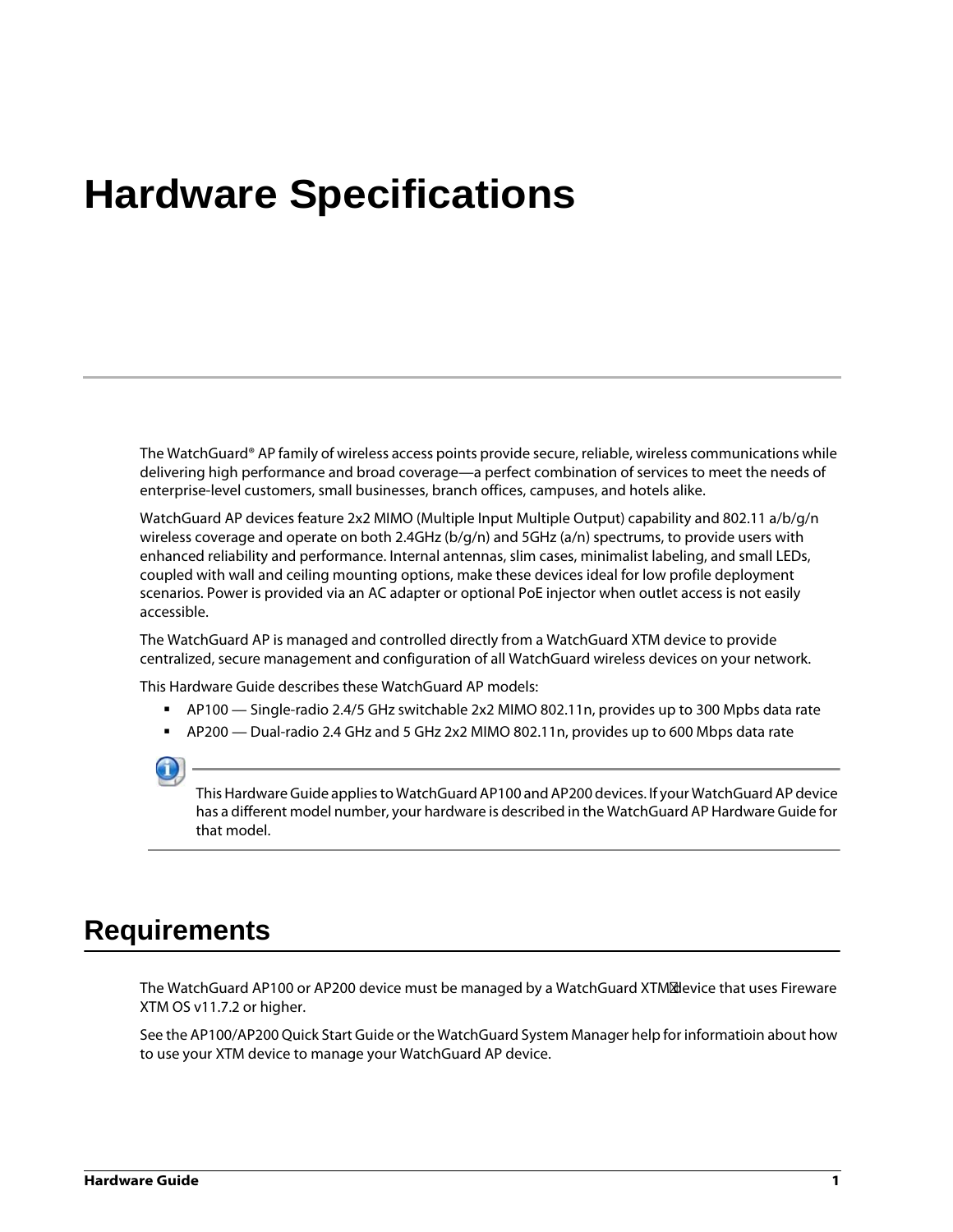# Hardware Specifications

The WatchGuard® AP family of wireless access points provide secure, reliable, wireless communications while delivering high performance and broad coverage—a perfect combination of services to meet the needs of enterprise-level customers, small businesses, branch offices, campuses, and hotels alike.

WatchGuard AP devices feature 2x2 MIMO (Multiple Input Multiple Output) capability and 802.11 a/b/g/n wireless coverage and operate on both 2.4GHz (b/g/n) and 5GHz (a/n) spectrums, to provide users with enhanced reliability and performance. Internal antennas, slim cases, minimalist labeling, and small LEDs, coupled with wall and ceiling mounting options, make these devices ideal for low profile deployment scenarios. Power is provided via an AC adapter or optional PoE injector when outlet access is not easily accessible.

The WatchGuard AP is managed and controlled directly from a WatchGuard XTM device to provide centralized, secure management and configuration of all WatchGuard wireless devices on your network.

This Hardware Guide describes these WatchGuard AP models:

- AP100 — Single-radio 2.4/5 GHz switchable 2x2 MIMO 802.11n, provides up to 300 Mpbs data rate
- AP200 — Dual-radio 2.4 GHz and 5 GHz 2x2 MIMO 802.11n, provides up to 600 Mbps data rate

> This Hardware Guide applies to WatchGuard AP100 and AP200 devices. If your WatchGuard AP device has a different model number, your hardware is described in the WatchGuard AP Hardware Guide for that model.

## Requirements

The WatchGuard AP100 or AP200 device must be managed by a WatchGuard XTM device that uses Fireware XTM OS v11.7.2 or higher.

See the AP100/AP200 Quick Start Guide or the WatchGuard System Manager help for informatioin about how to use your XTM device to manage your WatchGuard AP device.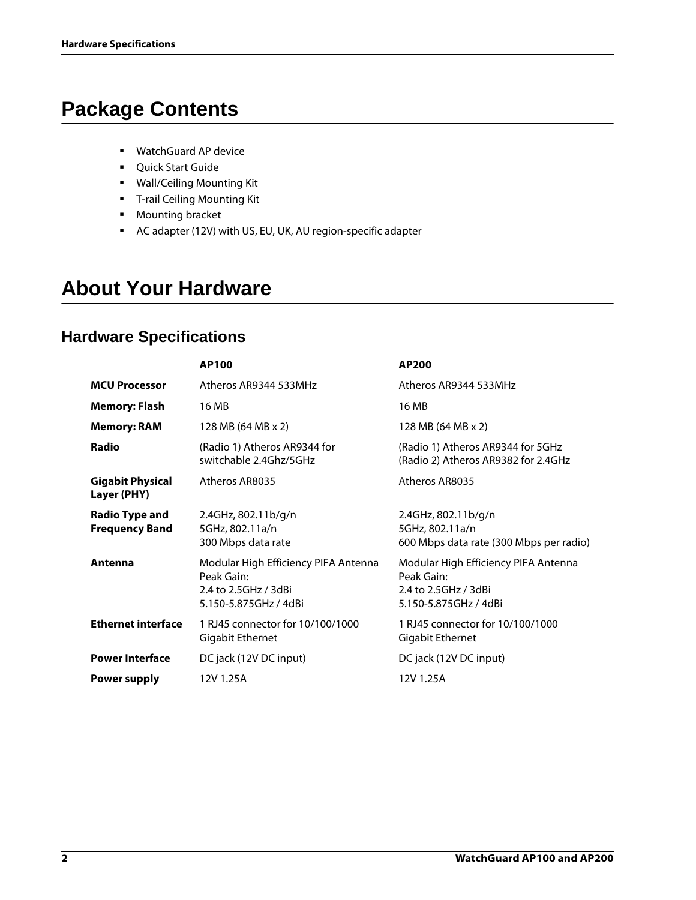# Package Contents

- WatchGuard AP device
- Quick Start Guide
- Wall/Ceiling Mounting Kit
- T-rail Ceiling Mounting Kit
- Mounting bracket
- AC adapter (12V) with US, EU, UK, AU region-specific adapter

# About Your Hardware

## Hardware Specifications

| | **AP100** | **AP200** |
|---|---|---|
| **MCU Processor** | Atheros AR9344 533MHz | Atheros AR9344 533MHz |
| **Memory: Flash** | 16 MB | 16 MB |
| **Memory: RAM** | 128 MB (64 MB x 2) | 128 MB (64 MB x 2) |
| **Radio** | (Radio 1) Atheros AR9344 for switchable 2.4Ghz/5GHz | (Radio 1) Atheros AR9344 for 5GHz<br>(Radio 2) Atheros AR9382 for 2.4GHz |
| **Gigabit Physical Layer (PHY)** | Atheros AR8035 | Atheros AR8035 |
| **Radio Type and Frequency Band** | 2.4GHz, 802.11b/g/n<br>5GHz, 802.11a/n<br>300 Mbps data rate | 2.4GHz, 802.11b/g/n<br>5GHz, 802.11a/n<br>600 Mbps data rate (300 Mbps per radio) |
| **Antenna** | Modular High Efficiency PIFA Antenna<br>Peak Gain:<br>2.4 to 2.5GHz / 3dBi<br>5.150-5.875GHz / 4dBi | Modular High Efficiency PIFA Antenna<br>Peak Gain:<br>2.4 to 2.5GHz / 3dBi<br>5.150-5.875GHz / 4dBi |
| **Ethernet interface** | 1 RJ45 connector for 10/100/1000 Gigabit Ethernet | 1 RJ45 connector for 10/100/1000 Gigabit Ethernet |
| **Power Interface** | DC jack (12V DC input) | DC jack (12V DC input) |
| **Power supply** | 12V 1.25A | 12V 1.25A |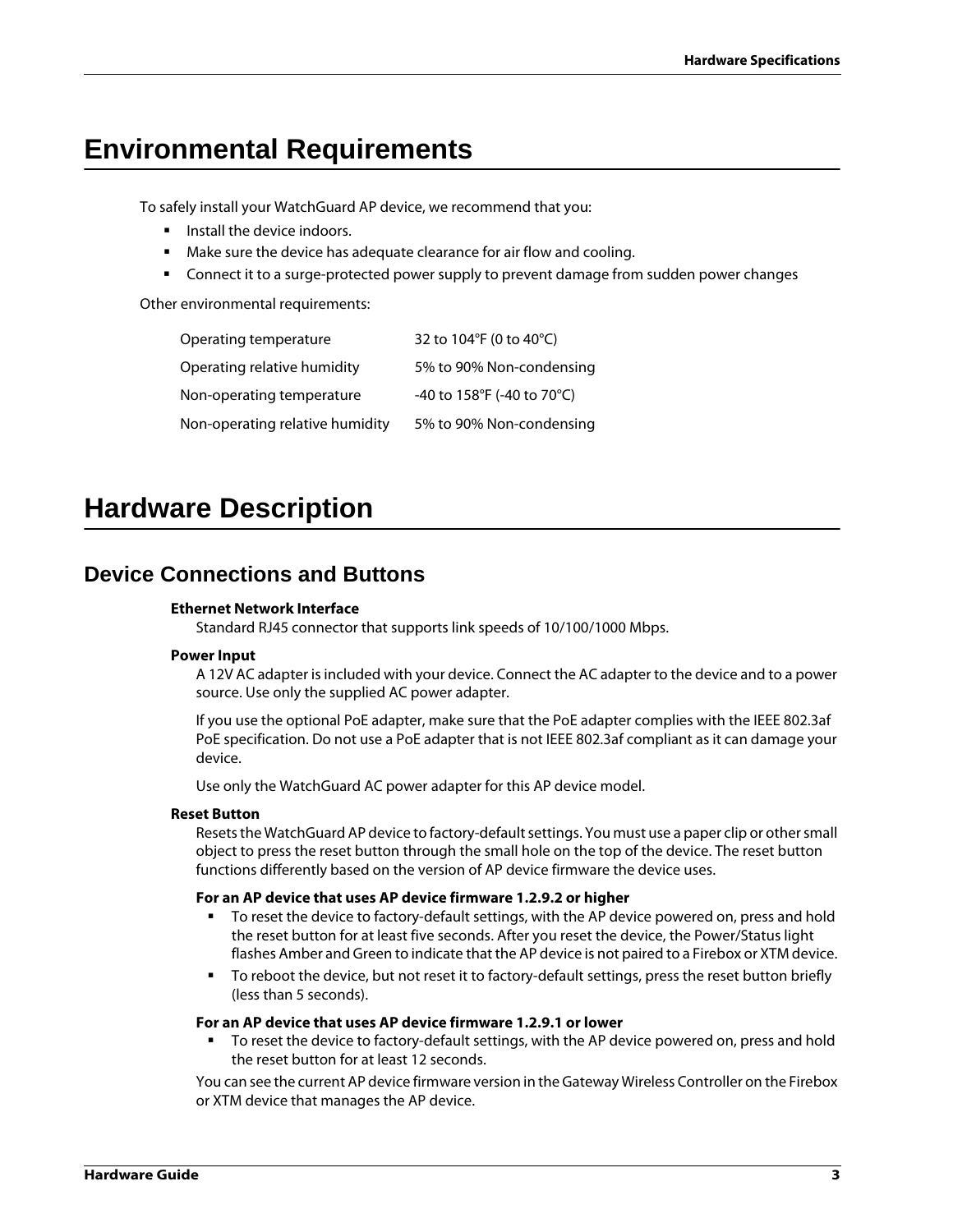# Environmental Requirements

To safely install your WatchGuard AP device, we recommend that you:

- Install the device indoors.
- Make sure the device has adequate clearance for air flow and cooling.
- Connect it to a surge-protected power supply to prevent damage from sudden power changes

Other environmental requirements:

| | |
|---|---|
| Operating temperature | 32 to 104°F (0 to 40°C) |
| Operating relative humidity | 5% to 90% Non-condensing |
| Non-operating temperature | -40 to 158°F (-40 to 70°C) |
| Non-operating relative humidity | 5% to 90% Non-condensing |

# Hardware Description

## Device Connections and Buttons

**Ethernet Network Interface**

Standard RJ45 connector that supports link speeds of 10/100/1000 Mbps.

**Power Input**

A 12V AC adapter is included with your device. Connect the AC adapter to the device and to a power source. Use only the supplied AC power adapter.

If you use the optional PoE adapter, make sure that the PoE adapter complies with the IEEE 802.3af PoE specification. Do not use a PoE adapter that is not IEEE 802.3af compliant as it can damage your device.

Use only the WatchGuard AC power adapter for this AP device model.

**Reset Button**

Resets the WatchGuard AP device to factory-default settings. You must use a paper clip or other small object to press the reset button through the small hole on the top of the device. The reset button functions differently based on the version of AP device firmware the device uses.

**For an AP device that uses AP device firmware 1.2.9.2 or higher**

- To reset the device to factory-default settings, with the AP device powered on, press and hold the reset button for at least five seconds. After you reset the device, the Power/Status light flashes Amber and Green to indicate that the AP device is not paired to a Firebox or XTM device.
- To reboot the device, but not reset it to factory-default settings, press the reset button briefly (less than 5 seconds).

**For an AP device that uses AP device firmware 1.2.9.1 or lower**

- To reset the device to factory-default settings, with the AP device powered on, press and hold the reset button for at least 12 seconds.

You can see the current AP device firmware version in the Gateway Wireless Controller on the Firebox or XTM device that manages the AP device.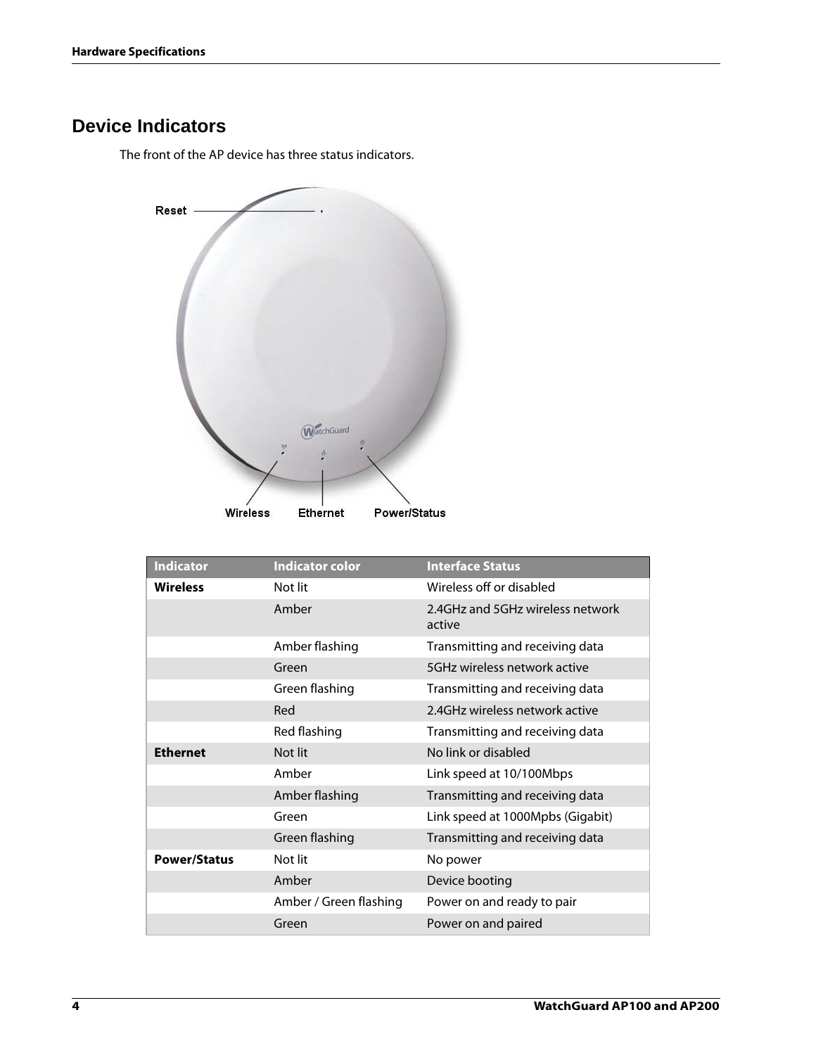## Device Indicators

The front of the AP device has three status indicators.

| Indicator | Indicator color | Interface Status |
|---|---|---|
| **Wireless** | Not lit | Wireless off or disabled |
| | Amber | 2.4GHz and 5GHz wireless network active |
| | Amber flashing | Transmitting and receiving data |
| | Green | 5GHz wireless network active |
| | Green flashing | Transmitting and receiving data |
| | Red | 2.4GHz wireless network active |
| | Red flashing | Transmitting and receiving data |
| **Ethernet** | Not lit | No link or disabled |
| | Amber | Link speed at 10/100Mbps |
| | Amber flashing | Transmitting and receiving data |
| | Green | Link speed at 1000Mpbs (Gigabit) |
| | Green flashing | Transmitting and receiving data |
| **Power/Status** | Not lit | No power |
| | Amber | Device booting |
| | Amber / Green flashing | Power on and ready to pair |
| | Green | Power on and paired |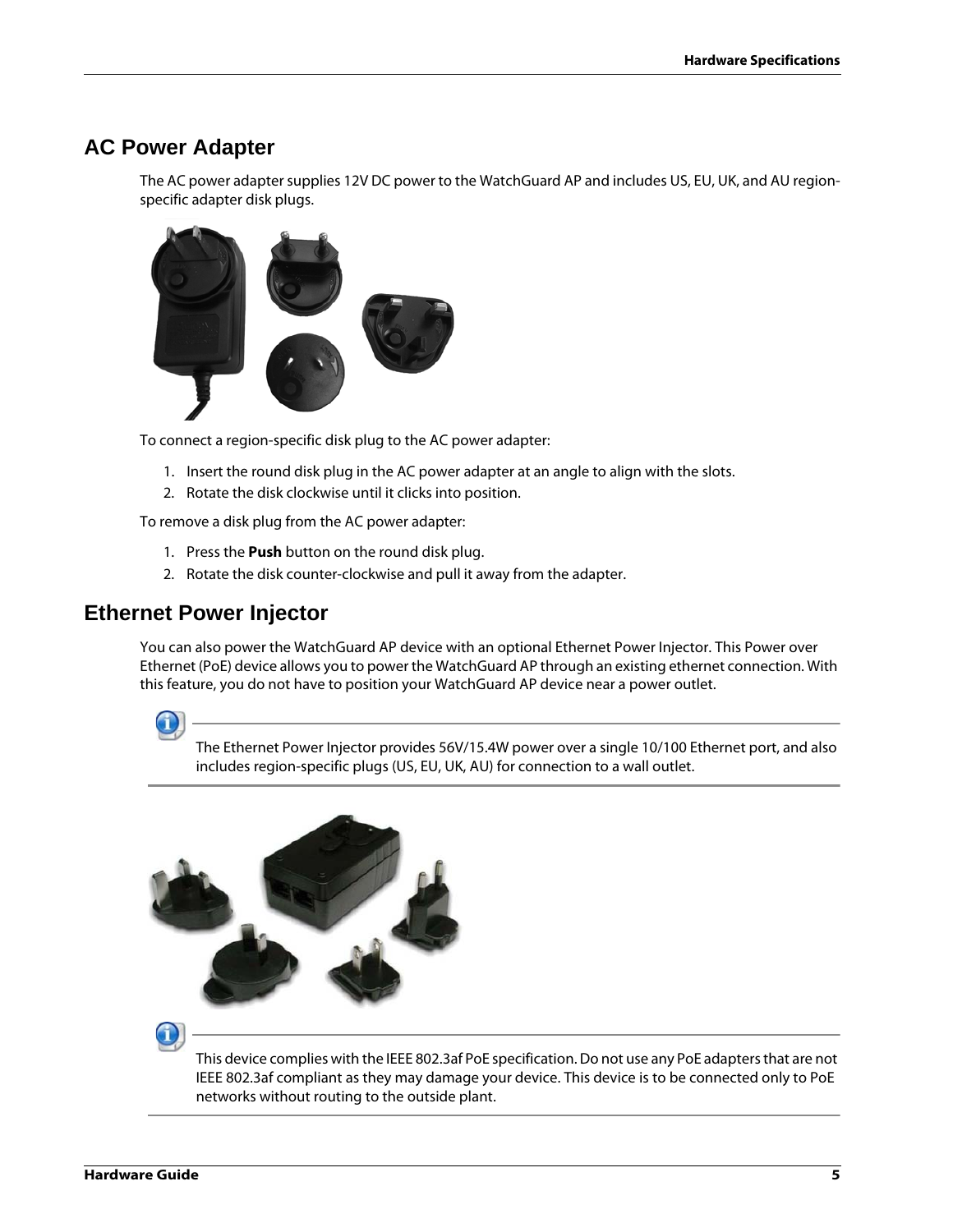## AC Power Adapter

The AC power adapter supplies 12V DC power to the WatchGuard AP and includes US, EU, UK, and AU region-specific adapter disk plugs.

To connect a region-specific disk plug to the AC power adapter:

1. Insert the round disk plug in the AC power adapter at an angle to align with the slots.
2. Rotate the disk clockwise until it clicks into position.

To remove a disk plug from the AC power adapter:

1. Press the **Push** button on the round disk plug.
2. Rotate the disk counter-clockwise and pull it away from the adapter.

## Ethernet Power Injector

You can also power the WatchGuard AP device with an optional Ethernet Power Injector. This Power over Ethernet (PoE) device allows you to power the WatchGuard AP through an existing ethernet connection. With this feature, you do not have to position your WatchGuard AP device near a power outlet.

The Ethernet Power Injector provides 56V/15.4W power over a single 10/100 Ethernet port, and also includes region-specific plugs (US, EU, UK, AU) for connection to a wall outlet.

This device complies with the IEEE 802.3af PoE specification. Do not use any PoE adapters that are not IEEE 802.3af compliant as they may damage your device. This device is to be connected only to PoE networks without routing to the outside plant.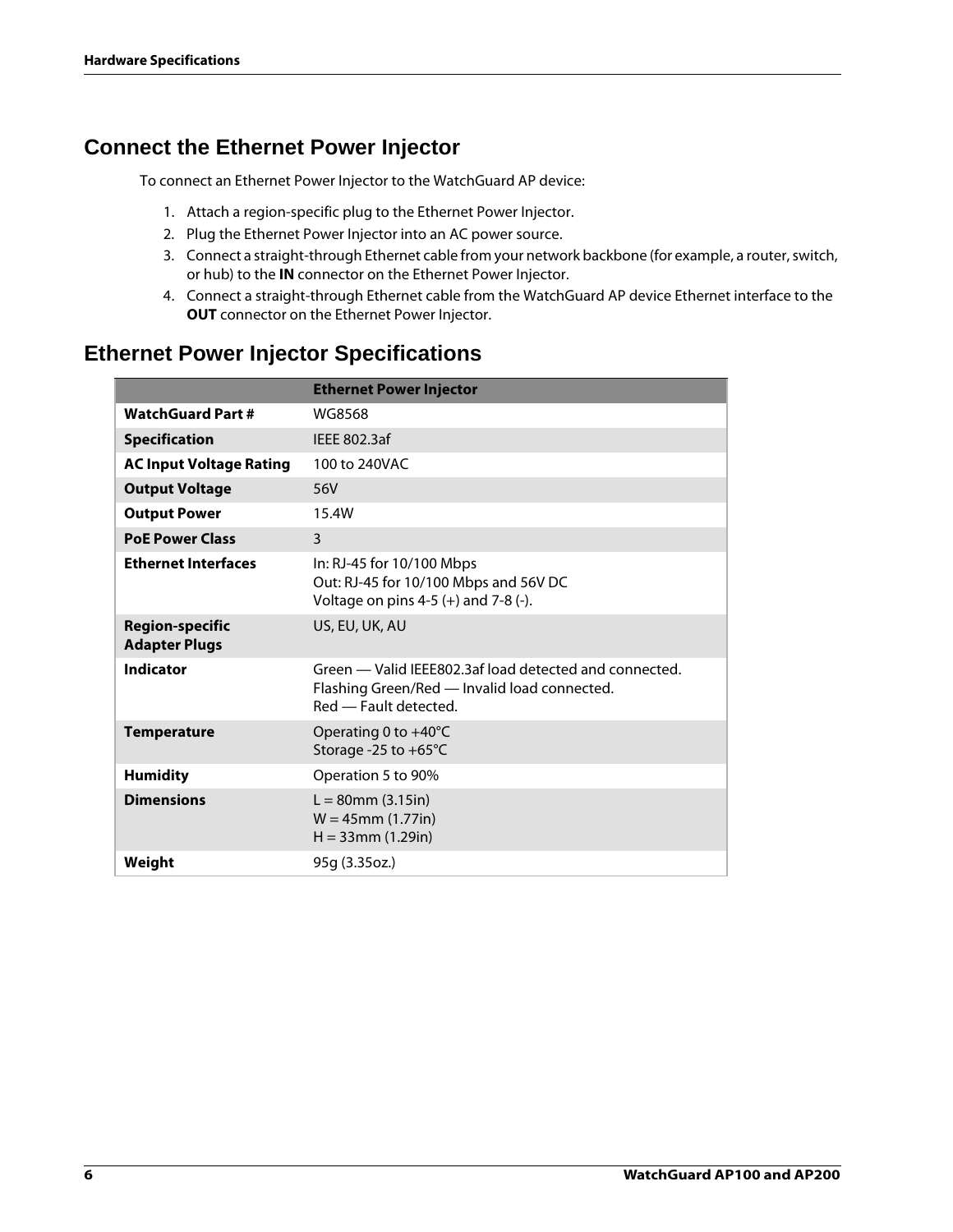## Connect the Ethernet Power Injector

To connect an Ethernet Power Injector to the WatchGuard AP device:

1. Attach a region-specific plug to the Ethernet Power Injector.
2. Plug the Ethernet Power Injector into an AC power source.
3. Connect a straight-through Ethernet cable from your network backbone (for example, a router, switch, or hub) to the **IN** connector on the Ethernet Power Injector.
4. Connect a straight-through Ethernet cable from the WatchGuard AP device Ethernet interface to the **OUT** connector on the Ethernet Power Injector.

## Ethernet Power Injector Specifications

| | **Ethernet Power Injector** |
|---|---|
| **WatchGuard Part #** | WG8568 |
| **Specification** | IEEE 802.3af |
| **AC Input Voltage Rating** | 100 to 240VAC |
| **Output Voltage** | 56V |
| **Output Power** | 15.4W |
| **PoE Power Class** | 3 |
| **Ethernet Interfaces** | In: RJ-45 for 10/100 Mbps<br>Out: RJ-45 for 10/100 Mbps and 56V DC<br>Voltage on pins 4-5 (+) and 7-8 (-). |
| **Region-specific Adapter Plugs** | US, EU, UK, AU |
| **Indicator** | Green — Valid IEEE802.3af load detected and connected.<br>Flashing Green/Red — Invalid load connected.<br>Red — Fault detected. |
| **Temperature** | Operating 0 to +40°C<br>Storage -25 to +65°C |
| **Humidity** | Operation 5 to 90% |
| **Dimensions** | L = 80mm (3.15in)<br>W = 45mm (1.77in)<br>H = 33mm (1.29in) |
| **Weight** | 95g (3.35oz.) |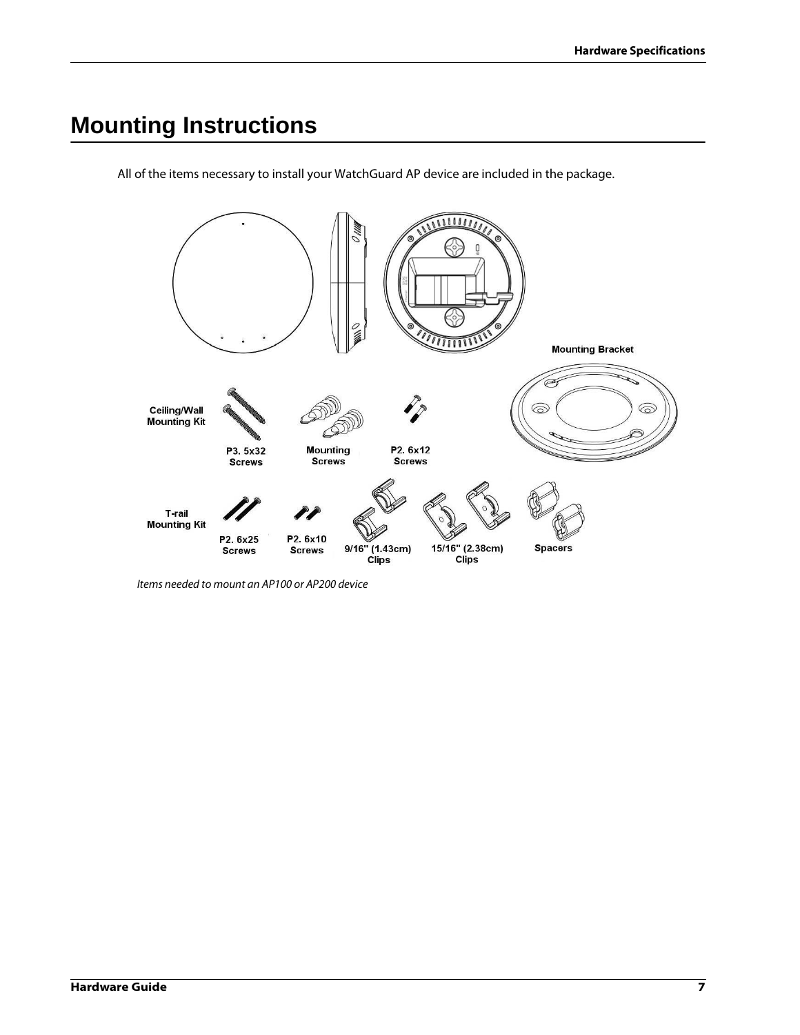# Mounting Instructions

All of the items necessary to install your WatchGuard AP device are included in the package.

*Items needed to mount an AP100 or AP200 device*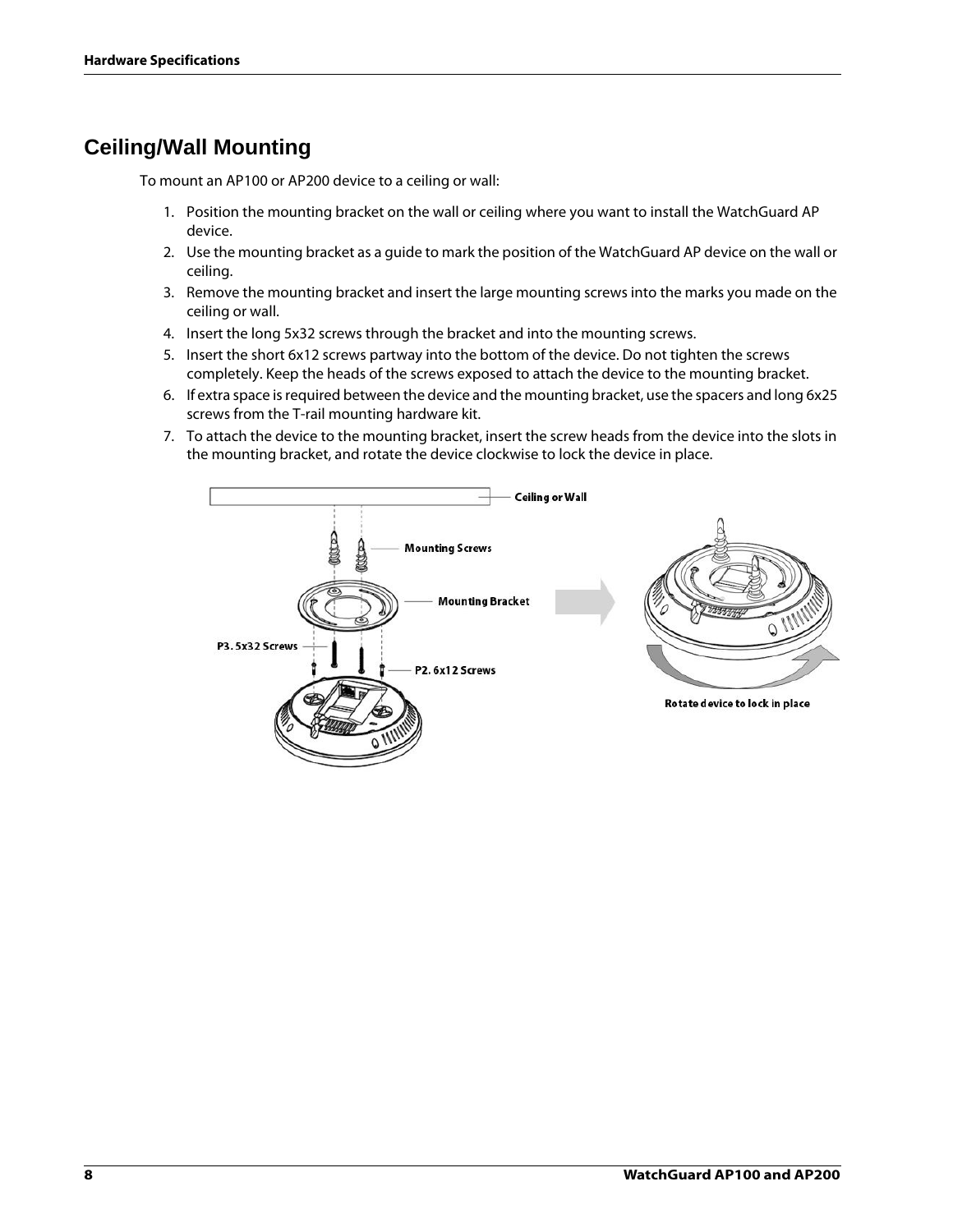## Ceiling/Wall Mounting

To mount an AP100 or AP200 device to a ceiling or wall:

1. Position the mounting bracket on the wall or ceiling where you want to install the WatchGuard AP device.
2. Use the mounting bracket as a guide to mark the position of the WatchGuard AP device on the wall or ceiling.
3. Remove the mounting bracket and insert the large mounting screws into the marks you made on the ceiling or wall.
4. Insert the long 5x32 screws through the bracket and into the mounting screws.
5. Insert the short 6x12 screws partway into the bottom of the device. Do not tighten the screws completely. Keep the heads of the screws exposed to attach the device to the mounting bracket.
6. If extra space is required between the device and the mounting bracket, use the spacers and long 6x25 screws from the T-rail mounting hardware kit.
7. To attach the device to the mounting bracket, insert the screw heads from the device into the slots in the mounting bracket, and rotate the device clockwise to lock the device in place.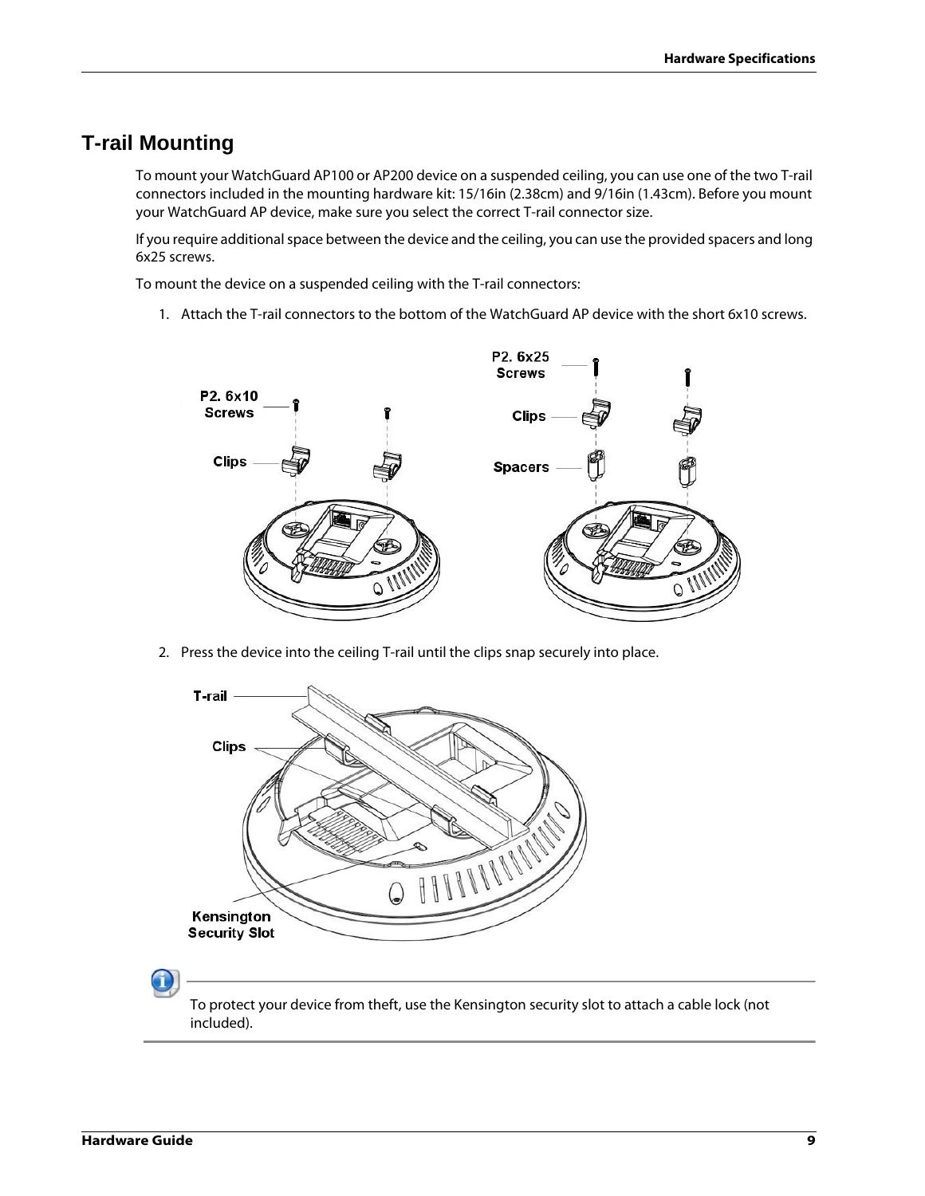## T-rail Mounting

To mount your WatchGuard AP100 or AP200 device on a suspended ceiling, you can use one of the two T-rail connectors included in the mounting hardware kit: 15/16in (2.38cm) and 9/16in (1.43cm). Before you mount your WatchGuard AP device, make sure you select the correct T-rail connector size.

If you require additional space between the device and the ceiling, you can use the provided spacers and long 6x25 screws.

To mount the device on a suspended ceiling with the T-rail connectors:

1. Attach the T-rail connectors to the bottom of the WatchGuard AP device with the short 6x10 screws.

2. Press the device into the ceiling T-rail until the clips snap securely into place.

To protect your device from theft, use the Kensington security slot to attach a cable lock (not included).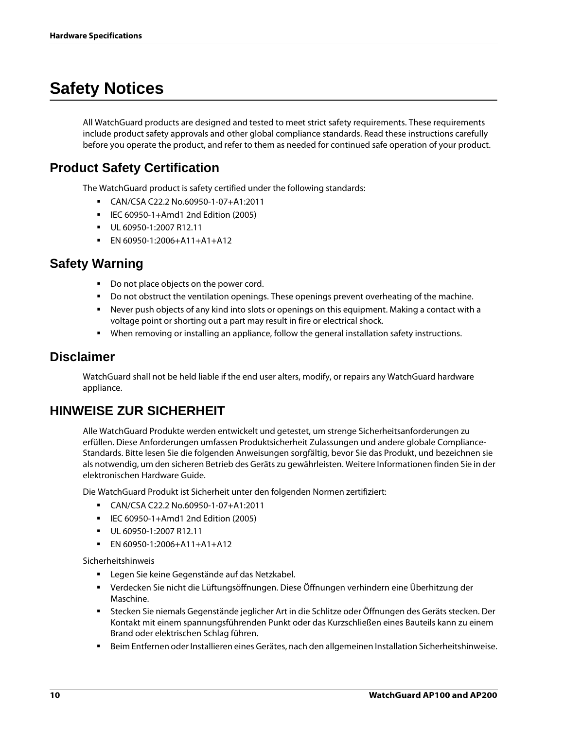# Safety Notices

All WatchGuard products are designed and tested to meet strict safety requirements. These requirements include product safety approvals and other global compliance standards. Read these instructions carefully before you operate the product, and refer to them as needed for continued safe operation of your product.

## Product Safety Certification

The WatchGuard product is safety certified under the following standards:

- CAN/CSA C22.2 No.60950-1-07+A1:2011
- IEC 60950-1+Amd1 2nd Edition (2005)
- UL 60950-1:2007 R12.11
- EN 60950-1:2006+A11+A1+A12

## Safety Warning

- Do not place objects on the power cord.
- Do not obstruct the ventilation openings. These openings prevent overheating of the machine.
- Never push objects of any kind into slots or openings on this equipment. Making a contact with a voltage point or shorting out a part may result in fire or electrical shock.
- When removing or installing an appliance, follow the general installation safety instructions.

## Disclaimer

WatchGuard shall not be held liable if the end user alters, modify, or repairs any WatchGuard hardware appliance.

## HINWEISE ZUR SICHERHEIT

Alle WatchGuard Produkte werden entwickelt und getestet, um strenge Sicherheitsanforderungen zu erfüllen. Diese Anforderungen umfassen Produktsicherheit Zulassungen und andere globale Compliance-Standards. Bitte lesen Sie die folgenden Anweisungen sorgfältig, bevor Sie das Produkt, und bezeichnen sie als notwendig, um den sicheren Betrieb des Geräts zu gewährleisten. Weitere Informationen finden Sie in der elektronischen Hardware Guide.

Die WatchGuard Produkt ist Sicherheit unter den folgenden Normen zertifiziert:

- CAN/CSA C22.2 No.60950-1-07+A1:2011
- IEC 60950-1+Amd1 2nd Edition (2005)
- UL 60950-1:2007 R12.11
- EN 60950-1:2006+A11+A1+A12

Sicherheitshinweis

- Legen Sie keine Gegenstände auf das Netzkabel.
- Verdecken Sie nicht die Lüftungsöffnungen. Diese Öffnungen verhindern eine Überhitzung der Maschine.
- Stecken Sie niemals Gegenstände jeglicher Art in die Schlitze oder Öffnungen des Geräts stecken. Der Kontakt mit einem spannungsführenden Punkt oder das Kurzschließen eines Bauteils kann zu einem Brand oder elektrischen Schlag führen.
- Beim Entfernen oder Installieren eines Gerätes, nach den allgemeinen Installation Sicherheitshinweise.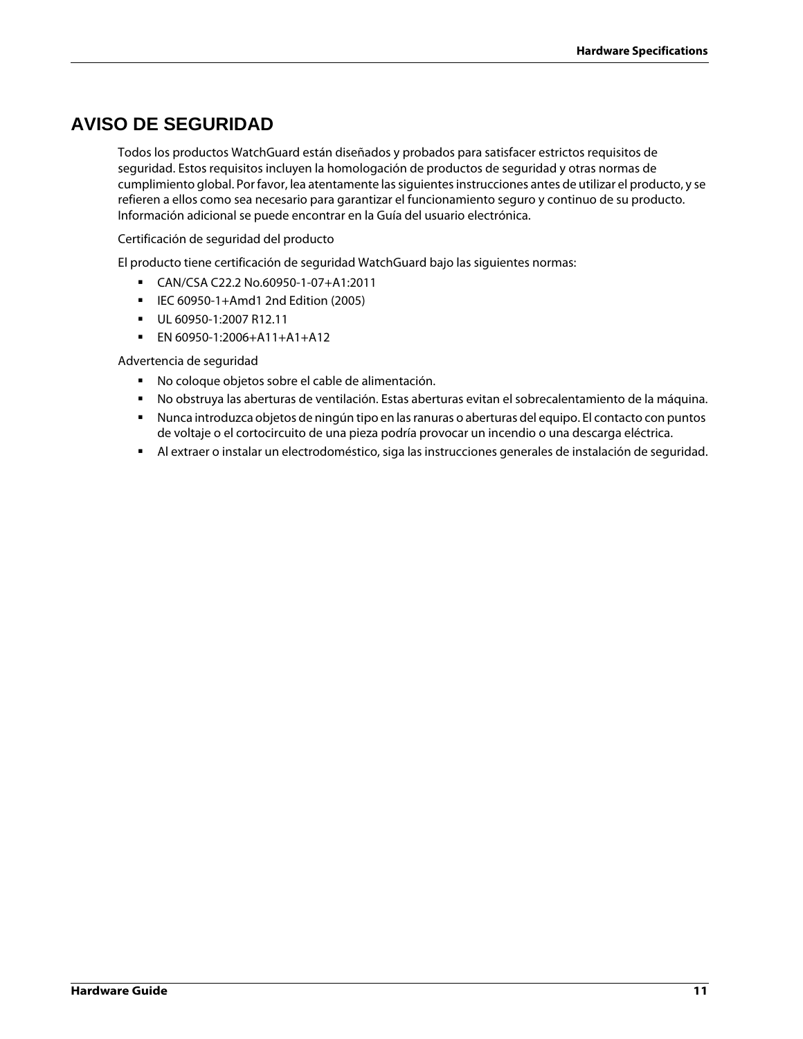## AVISO DE SEGURIDAD

Todos los productos WatchGuard están diseñados y probados para satisfacer estrictos requisitos de seguridad. Estos requisitos incluyen la homologación de productos de seguridad y otras normas de cumplimiento global. Por favor, lea atentamente las siguientes instrucciones antes de utilizar el producto, y se refieren a ellos como sea necesario para garantizar el funcionamiento seguro y continuo de su producto. Información adicional se puede encontrar en la Guía del usuario electrónica.

Certificación de seguridad del producto

El producto tiene certificación de seguridad WatchGuard bajo las siguientes normas:

- CAN/CSA C22.2 No.60950-1-07+A1:2011
- IEC 60950-1+Amd1 2nd Edition (2005)
- UL 60950-1:2007 R12.11
- EN 60950-1:2006+A11+A1+A12

Advertencia de seguridad

- No coloque objetos sobre el cable de alimentación.
- No obstruya las aberturas de ventilación. Estas aberturas evitan el sobrecalentamiento de la máquina.
- Nunca introduzca objetos de ningún tipo en las ranuras o aberturas del equipo. El contacto con puntos de voltaje o el cortocircuito de una pieza podría provocar un incendio o una descarga eléctrica.
- Al extraer o instalar un electrodoméstico, siga las instrucciones generales de instalación de seguridad.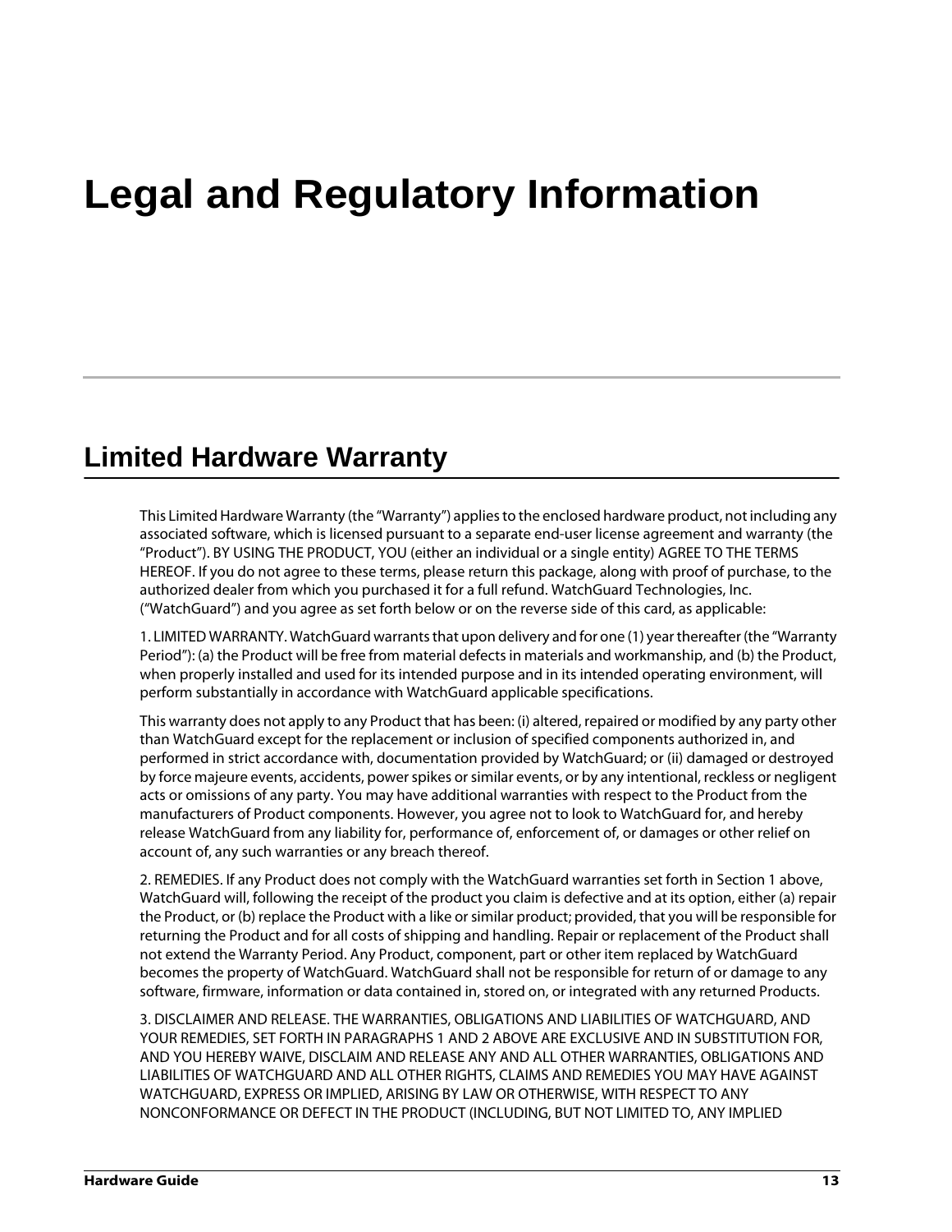# Legal and Regulatory Information

## Limited Hardware Warranty

This Limited Hardware Warranty (the "Warranty") applies to the enclosed hardware product, not including any associated software, which is licensed pursuant to a separate end-user license agreement and warranty (the "Product"). BY USING THE PRODUCT, YOU (either an individual or a single entity) AGREE TO THE TERMS HEREOF. If you do not agree to these terms, please return this package, along with proof of purchase, to the authorized dealer from which you purchased it for a full refund. WatchGuard Technologies, Inc. ("WatchGuard") and you agree as set forth below or on the reverse side of this card, as applicable:

1. LIMITED WARRANTY. WatchGuard warrants that upon delivery and for one (1) year thereafter (the "Warranty Period"): (a) the Product will be free from material defects in materials and workmanship, and (b) the Product, when properly installed and used for its intended purpose and in its intended operating environment, will perform substantially in accordance with WatchGuard applicable specifications.

This warranty does not apply to any Product that has been: (i) altered, repaired or modified by any party other than WatchGuard except for the replacement or inclusion of specified components authorized in, and performed in strict accordance with, documentation provided by WatchGuard; or (ii) damaged or destroyed by force majeure events, accidents, power spikes or similar events, or by any intentional, reckless or negligent acts or omissions of any party. You may have additional warranties with respect to the Product from the manufacturers of Product components. However, you agree not to look to WatchGuard for, and hereby release WatchGuard from any liability for, performance of, enforcement of, or damages or other relief on account of, any such warranties or any breach thereof.

2. REMEDIES. If any Product does not comply with the WatchGuard warranties set forth in Section 1 above, WatchGuard will, following the receipt of the product you claim is defective and at its option, either (a) repair the Product, or (b) replace the Product with a like or similar product; provided, that you will be responsible for returning the Product and for all costs of shipping and handling. Repair or replacement of the Product shall not extend the Warranty Period. Any Product, component, part or other item replaced by WatchGuard becomes the property of WatchGuard. WatchGuard shall not be responsible for return of or damage to any software, firmware, information or data contained in, stored on, or integrated with any returned Products.

3. DISCLAIMER AND RELEASE. THE WARRANTIES, OBLIGATIONS AND LIABILITIES OF WATCHGUARD, AND YOUR REMEDIES, SET FORTH IN PARAGRAPHS 1 AND 2 ABOVE ARE EXCLUSIVE AND IN SUBSTITUTION FOR, AND YOU HEREBY WAIVE, DISCLAIM AND RELEASE ANY AND ALL OTHER WARRANTIES, OBLIGATIONS AND LIABILITIES OF WATCHGUARD AND ALL OTHER RIGHTS, CLAIMS AND REMEDIES YOU MAY HAVE AGAINST WATCHGUARD, EXPRESS OR IMPLIED, ARISING BY LAW OR OTHERWISE, WITH RESPECT TO ANY NONCONFORMANCE OR DEFECT IN THE PRODUCT (INCLUDING, BUT NOT LIMITED TO, ANY IMPLIED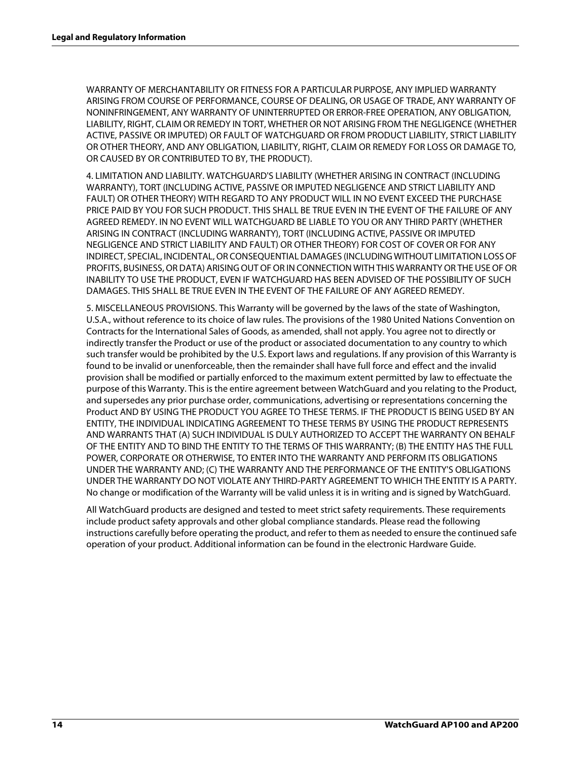WARRANTY OF MERCHANTABILITY OR FITNESS FOR A PARTICULAR PURPOSE, ANY IMPLIED WARRANTY ARISING FROM COURSE OF PERFORMANCE, COURSE OF DEALING, OR USAGE OF TRADE, ANY WARRANTY OF NONINFRINGEMENT, ANY WARRANTY OF UNINTERRUPTED OR ERROR-FREE OPERATION, ANY OBLIGATION, LIABILITY, RIGHT, CLAIM OR REMEDY IN TORT, WHETHER OR NOT ARISING FROM THE NEGLIGENCE (WHETHER ACTIVE, PASSIVE OR IMPUTED) OR FAULT OF WATCHGUARD OR FROM PRODUCT LIABILITY, STRICT LIABILITY OR OTHER THEORY, AND ANY OBLIGATION, LIABILITY, RIGHT, CLAIM OR REMEDY FOR LOSS OR DAMAGE TO, OR CAUSED BY OR CONTRIBUTED TO BY, THE PRODUCT).

4. LIMITATION AND LIABILITY. WATCHGUARD'S LIABILITY (WHETHER ARISING IN CONTRACT (INCLUDING WARRANTY), TORT (INCLUDING ACTIVE, PASSIVE OR IMPUTED NEGLIGENCE AND STRICT LIABILITY AND FAULT) OR OTHER THEORY) WITH REGARD TO ANY PRODUCT WILL IN NO EVENT EXCEED THE PURCHASE PRICE PAID BY YOU FOR SUCH PRODUCT. THIS SHALL BE TRUE EVEN IN THE EVENT OF THE FAILURE OF ANY AGREED REMEDY. IN NO EVENT WILL WATCHGUARD BE LIABLE TO YOU OR ANY THIRD PARTY (WHETHER ARISING IN CONTRACT (INCLUDING WARRANTY), TORT (INCLUDING ACTIVE, PASSIVE OR IMPUTED NEGLIGENCE AND STRICT LIABILITY AND FAULT) OR OTHER THEORY) FOR COST OF COVER OR FOR ANY INDIRECT, SPECIAL, INCIDENTAL, OR CONSEQUENTIAL DAMAGES (INCLUDING WITHOUT LIMITATION LOSS OF PROFITS, BUSINESS, OR DATA) ARISING OUT OF OR IN CONNECTION WITH THIS WARRANTY OR THE USE OF OR INABILITY TO USE THE PRODUCT, EVEN IF WATCHGUARD HAS BEEN ADVISED OF THE POSSIBILITY OF SUCH DAMAGES. THIS SHALL BE TRUE EVEN IN THE EVENT OF THE FAILURE OF ANY AGREED REMEDY.

5. MISCELLANEOUS PROVISIONS. This Warranty will be governed by the laws of the state of Washington, U.S.A., without reference to its choice of law rules. The provisions of the 1980 United Nations Convention on Contracts for the International Sales of Goods, as amended, shall not apply. You agree not to directly or indirectly transfer the Product or use of the product or associated documentation to any country to which such transfer would be prohibited by the U.S. Export laws and regulations. If any provision of this Warranty is found to be invalid or unenforceable, then the remainder shall have full force and effect and the invalid provision shall be modified or partially enforced to the maximum extent permitted by law to effectuate the purpose of this Warranty. This is the entire agreement between WatchGuard and you relating to the Product, and supersedes any prior purchase order, communications, advertising or representations concerning the Product AND BY USING THE PRODUCT YOU AGREE TO THESE TERMS. IF THE PRODUCT IS BEING USED BY AN ENTITY, THE INDIVIDUAL INDICATING AGREEMENT TO THESE TERMS BY USING THE PRODUCT REPRESENTS AND WARRANTS THAT (A) SUCH INDIVIDUAL IS DULY AUTHORIZED TO ACCEPT THE WARRANTY ON BEHALF OF THE ENTITY AND TO BIND THE ENTITY TO THE TERMS OF THIS WARRANTY; (B) THE ENTITY HAS THE FULL POWER, CORPORATE OR OTHERWISE, TO ENTER INTO THE WARRANTY AND PERFORM ITS OBLIGATIONS UNDER THE WARRANTY AND; (C) THE WARRANTY AND THE PERFORMANCE OF THE ENTITY'S OBLIGATIONS UNDER THE WARRANTY DO NOT VIOLATE ANY THIRD-PARTY AGREEMENT TO WHICH THE ENTITY IS A PARTY. No change or modification of the Warranty will be valid unless it is in writing and is signed by WatchGuard.

All WatchGuard products are designed and tested to meet strict safety requirements. These requirements include product safety approvals and other global compliance standards. Please read the following instructions carefully before operating the product, and refer to them as needed to ensure the continued safe operation of your product. Additional information can be found in the electronic Hardware Guide.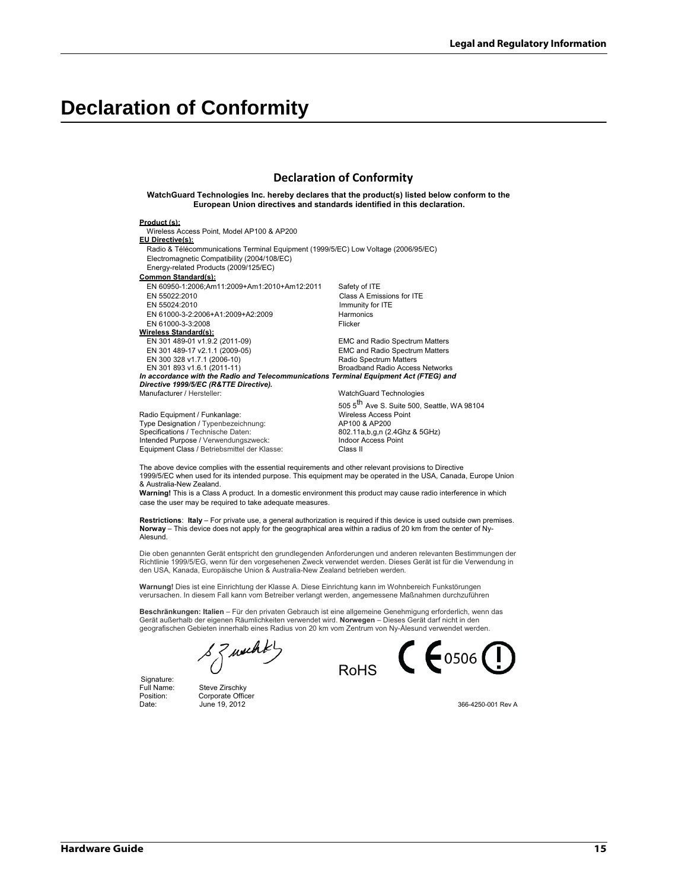# Declaration of Conformity

## Declaration of Conformity

**WatchGuard Technologies Inc. hereby declares that the product(s) listed below conform to the European Union directives and standards identified in this declaration.**

**Product (s):**

Wireless Access Point, Model AP100 & AP200

**EU Directive(s):**

Radio & Télécommunications Terminal Equipment (1999/5/EC) Low Voltage (2006/95/EC)
Electromagnetic Compatibility (2004/108/EC)
Energy-related Products (2009/125/EC)

**Common Standard(s):**

| | |
|---|---|
| EN 60950-1:2006;Am11:2009+Am1:2010+Am12:2011 | Safety of ITE |
| EN 55022:2010 | Class A Emissions for ITE |
| EN 55024:2010 | Immunity for ITE |
| EN 61000-3-2:2006+A1:2009+A2:2009 | Harmonics |
| EN 61000-3-3:2008 | Flicker |

**Wireless Standard(s):**

| | |
|---|---|
| EN 301 489-01 v1.9.2 (2011-09) | EMC and Radio Spectrum Matters |
| EN 301 489-17 v2.1.1 (2009-05) | EMC and Radio Spectrum Matters |
| EN 300 328 v1.7.1 (2006-10) | Radio Spectrum Matters |
| EN 301 893 v1.6.1 (2011-11) | Broadband Radio Access Networks |

***In accordance with the Radio and Telecommunications Terminal Equipment Act (FTEG) and Directive 1999/5/EC (R&TTE Directive).***

| | |
|---|---|
| Manufacturer / Hersteller: | WatchGuard Technologies<br>505 5th Ave S. Suite 500, Seattle, WA 98104 |
| Radio Equipment / Funkanlage: | Wireless Access Point |
| Type Designation / Typenbezeichnung: | AP100 & AP200 |
| Specifications / Technische Daten: | 802.11a,b,g,n (2.4Ghz & 5GHz) |
| Intended Purpose / Verwendungszweck: | Indoor Access Point |
| Equipment Class / Betriebsmittel der Klasse: | Class II |

The above device complies with the essential requirements and other relevant provisions to Directive 1999/5/EC when used for its intended purpose. This equipment may be operated in the USA, Canada, Europe Union & Australia-New Zealand.
**Warning!** This is a Class A product. In a domestic environment this product may cause radio interference in which case the user may be required to take adequate measures.

**Restrictions**: **Italy** – For private use, a general authorization is required if this device is used outside own premises. **Norway** – This device does not apply for the geographical area within a radius of 20 km from the center of Ny-Alesund.

Die oben genannten Gerät entspricht den grundlegenden Anforderungen und anderen relevanten Bestimmungen der Richtlinie 1999/5/EG, wenn für den vorgesehenen Zweck verwendet werden. Dieses Gerät ist für die Verwendung in den USA, Kanada, Europäische Union & Australia-New Zealand betrieben werden.

**Warnung!** Dies ist eine Einrichtung der Klasse A. Diese Einrichtung kann im Wohnbereich Funkstörungen verursachen. In diesem Fall kann vom Betreiber verlangt werden, angemessene Maßnahmen durchzuführen

**Beschränkungen: Italien** – Für den privaten Gebrauch ist eine allgemeine Genehmigung erforderlich, wenn das Gerät außerhalb der eigenen Räumlichkeiten verwendet wird. **Norwegen** – Dieses Gerät darf nicht in den geografischen Gebieten innerhalb eines Radius von 20 km vom Zentrum von Ny-Ålesund verwendet werden.

RoHS CE 0506

Signature:
Full Name: Steve Zirschky
Position: Corporate Officer
Date: June 19, 2012

366-4250-001 Rev A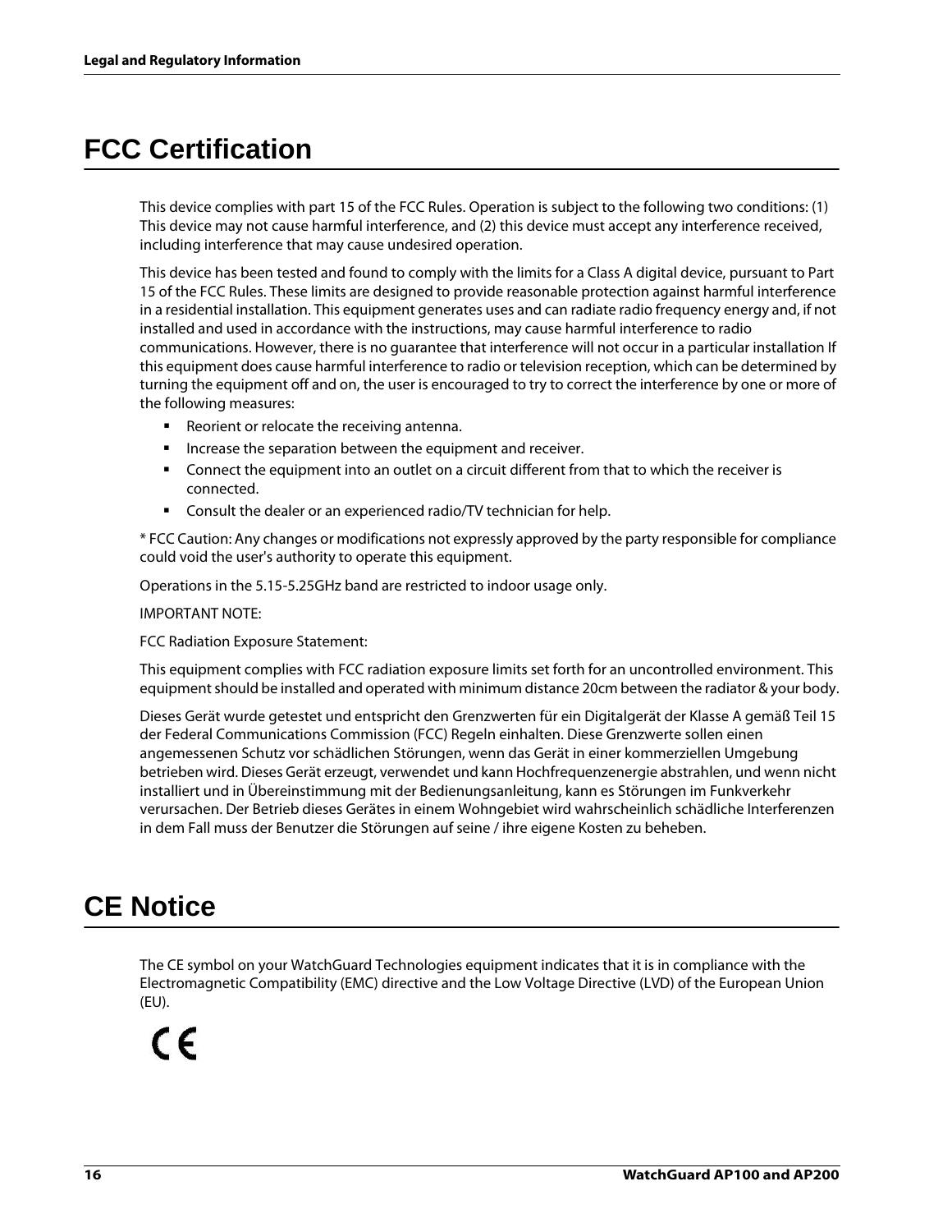# FCC Certification

This device complies with part 15 of the FCC Rules. Operation is subject to the following two conditions: (1) This device may not cause harmful interference, and (2) this device must accept any interference received, including interference that may cause undesired operation.

This device has been tested and found to comply with the limits for a Class A digital device, pursuant to Part 15 of the FCC Rules. These limits are designed to provide reasonable protection against harmful interference in a residential installation. This equipment generates uses and can radiate radio frequency energy and, if not installed and used in accordance with the instructions, may cause harmful interference to radio communications. However, there is no guarantee that interference will not occur in a particular installation If this equipment does cause harmful interference to radio or television reception, which can be determined by turning the equipment off and on, the user is encouraged to try to correct the interference by one or more of the following measures:

- Reorient or relocate the receiving antenna.
- Increase the separation between the equipment and receiver.
- Connect the equipment into an outlet on a circuit different from that to which the receiver is connected.
- Consult the dealer or an experienced radio/TV technician for help.

* FCC Caution: Any changes or modifications not expressly approved by the party responsible for compliance could void the user's authority to operate this equipment.

Operations in the 5.15-5.25GHz band are restricted to indoor usage only.

IMPORTANT NOTE:

FCC Radiation Exposure Statement:

This equipment complies with FCC radiation exposure limits set forth for an uncontrolled environment. This equipment should be installed and operated with minimum distance 20cm between the radiator & your body.

Dieses Gerät wurde getestet und entspricht den Grenzwerten für ein Digitalgerät der Klasse A gemäß Teil 15 der Federal Communications Commission (FCC) Regeln einhalten. Diese Grenzwerte sollen einen angemessenen Schutz vor schädlichen Störungen, wenn das Gerät in einer kommerziellen Umgebung betrieben wird. Dieses Gerät erzeugt, verwendet und kann Hochfrequenzenergie abstrahlen, und wenn nicht installiert und in Übereinstimmung mit der Bedienungsanleitung, kann es Störungen im Funkverkehr verursachen. Der Betrieb dieses Gerätes in einem Wohngebiet wird wahrscheinlich schädliche Interferenzen in dem Fall muss der Benutzer die Störungen auf seine / ihre eigene Kosten zu beheben.

# CE Notice

The CE symbol on your WatchGuard Technologies equipment indicates that it is in compliance with the Electromagnetic Compatibility (EMC) directive and the Low Voltage Directive (LVD) of the European Union (EU).

CE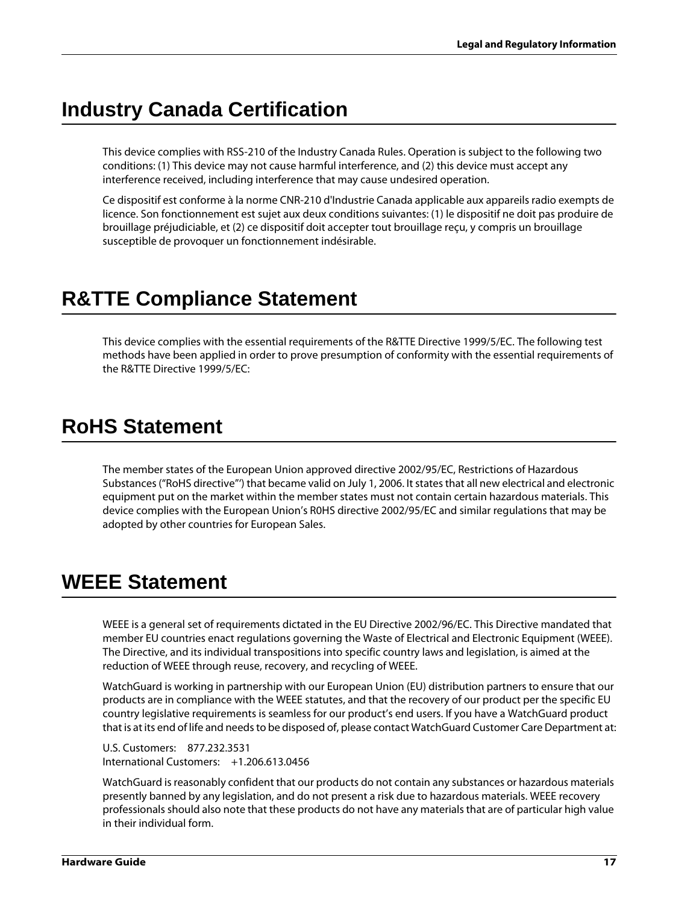# Industry Canada Certification

This device complies with RSS-210 of the Industry Canada Rules. Operation is subject to the following two conditions: (1) This device may not cause harmful interference, and (2) this device must accept any interference received, including interference that may cause undesired operation.

Ce dispositif est conforme à la norme CNR-210 d'Industrie Canada applicable aux appareils radio exempts de licence. Son fonctionnement est sujet aux deux conditions suivantes: (1) le dispositif ne doit pas produire de brouillage préjudiciable, et (2) ce dispositif doit accepter tout brouillage reçu, y compris un brouillage susceptible de provoquer un fonctionnement indésirable.

# R&TTE Compliance Statement

This device complies with the essential requirements of the R&TTE Directive 1999/5/EC. The following test methods have been applied in order to prove presumption of conformity with the essential requirements of the R&TTE Directive 1999/5/EC:

# RoHS Statement

The member states of the European Union approved directive 2002/95/EC, Restrictions of Hazardous Substances ("RoHS directive") that became valid on July 1, 2006. It states that all new electrical and electronic equipment put on the market within the member states must not contain certain hazardous materials. This device complies with the European Union's R0HS directive 2002/95/EC and similar regulations that may be adopted by other countries for European Sales.

# WEEE Statement

WEEE is a general set of requirements dictated in the EU Directive 2002/96/EC. This Directive mandated that member EU countries enact regulations governing the Waste of Electrical and Electronic Equipment (WEEE). The Directive, and its individual transpositions into specific country laws and legislation, is aimed at the reduction of WEEE through reuse, recovery, and recycling of WEEE.

WatchGuard is working in partnership with our European Union (EU) distribution partners to ensure that our products are in compliance with the WEEE statutes, and that the recovery of our product per the specific EU country legislative requirements is seamless for our product's end users. If you have a WatchGuard product that is at its end of life and needs to be disposed of, please contact WatchGuard Customer Care Department at:

U.S. Customers: 877.232.3531
International Customers: +1.206.613.0456

WatchGuard is reasonably confident that our products do not contain any substances or hazardous materials presently banned by any legislation, and do not present a risk due to hazardous materials. WEEE recovery professionals should also note that these products do not have any materials that are of particular high value in their individual form.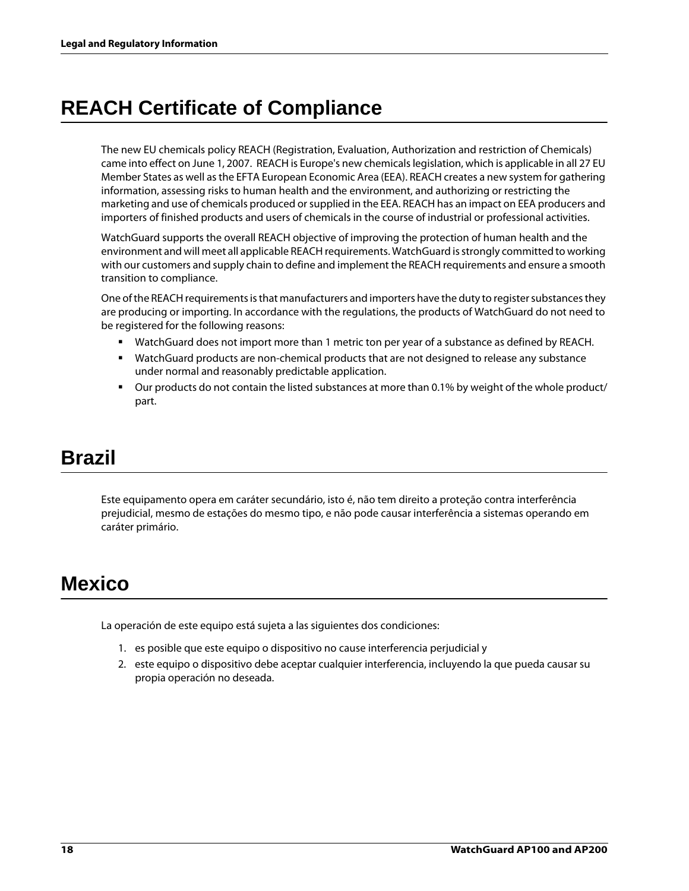# REACH Certificate of Compliance

The new EU chemicals policy REACH (Registration, Evaluation, Authorization and restriction of Chemicals) came into effect on June 1, 2007. REACH is Europe's new chemicals legislation, which is applicable in all 27 EU Member States as well as the EFTA European Economic Area (EEA). REACH creates a new system for gathering information, assessing risks to human health and the environment, and authorizing or restricting the marketing and use of chemicals produced or supplied in the EEA. REACH has an impact on EEA producers and importers of finished products and users of chemicals in the course of industrial or professional activities.

WatchGuard supports the overall REACH objective of improving the protection of human health and the environment and will meet all applicable REACH requirements. WatchGuard is strongly committed to working with our customers and supply chain to define and implement the REACH requirements and ensure a smooth transition to compliance.

One of the REACH requirements is that manufacturers and importers have the duty to register substances they are producing or importing. In accordance with the regulations, the products of WatchGuard do not need to be registered for the following reasons:

- WatchGuard does not import more than 1 metric ton per year of a substance as defined by REACH.
- WatchGuard products are non-chemical products that are not designed to release any substance under normal and reasonably predictable application.
- Our products do not contain the listed substances at more than 0.1% by weight of the whole product/ part.

# Brazil

Este equipamento opera em caráter secundário, isto é, não tem direito a proteção contra interferência prejudicial, mesmo de estações do mesmo tipo, e não pode causar interferência a sistemas operando em caráter primário.

# Mexico

La operación de este equipo está sujeta a las siguientes dos condiciones:

1. es posible que este equipo o dispositivo no cause interferencia perjudicial y
2. este equipo o dispositivo debe aceptar cualquier interferencia, incluyendo la que pueda causar su propia operación no deseada.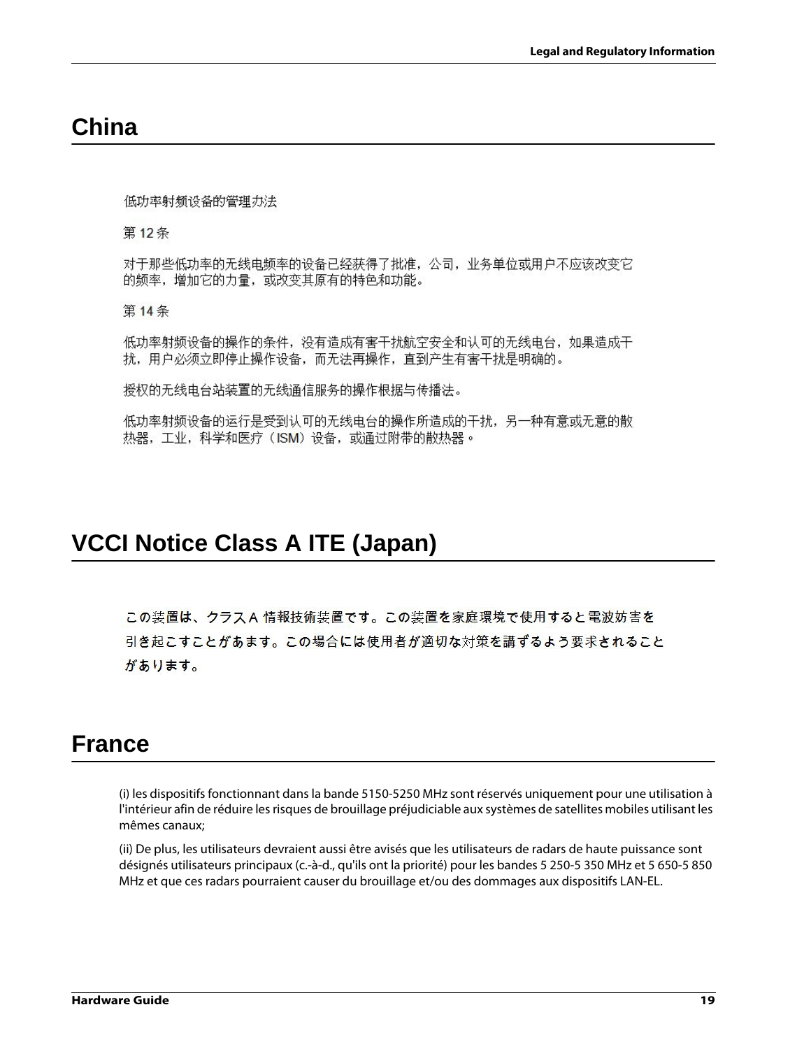## China

低功率射频设备的管理办法

第 12 条

对于那些低功率的无线电频率的设备已经获得了批准，公司，业务单位或用户不应该改变它的频率，增加它的力量，或改变其原有的特色和功能。

第 14 条

低功率射频设备的操作的条件，没有造成有害干扰航空安全和认可的无线电台，如果造成干扰，用户必须立即停止操作设备，而无法再操作，直到产生有害干扰是明确的。

授权的无线电台站装置的无线通信服务的操作根据与传播法。

低功率射频设备的运行是受到认可的无线电台的操作所造成的干扰，另一种有意或无意的散热器，工业，科学和医疗（ISM）设备，或通过附带的散热器。

## VCCI Notice Class A ITE (Japan)

この装置は、クラスＡ 情報技術装置です。この装置を家庭環境で使用すると電波妨害を引き起こすことがあます。この場合には使用者が適切な対策を講ずるよう要求されることがあります。

## France

(i) les dispositifs fonctionnant dans la bande 5150-5250 MHz sont réservés uniquement pour une utilisation à l'intérieur afin de réduire les risques de brouillage préjudiciable aux systèmes de satellites mobiles utilisant les mêmes canaux;

(ii) De plus, les utilisateurs devraient aussi être avisés que les utilisateurs de radars de haute puissance sont désignés utilisateurs principaux (c.-à-d., qu'ils ont la priorité) pour les bandes 5 250-5 350 MHz et 5 650-5 850 MHz et que ces radars pourraient causer du brouillage et/ou des dommages aux dispositifs LAN-EL.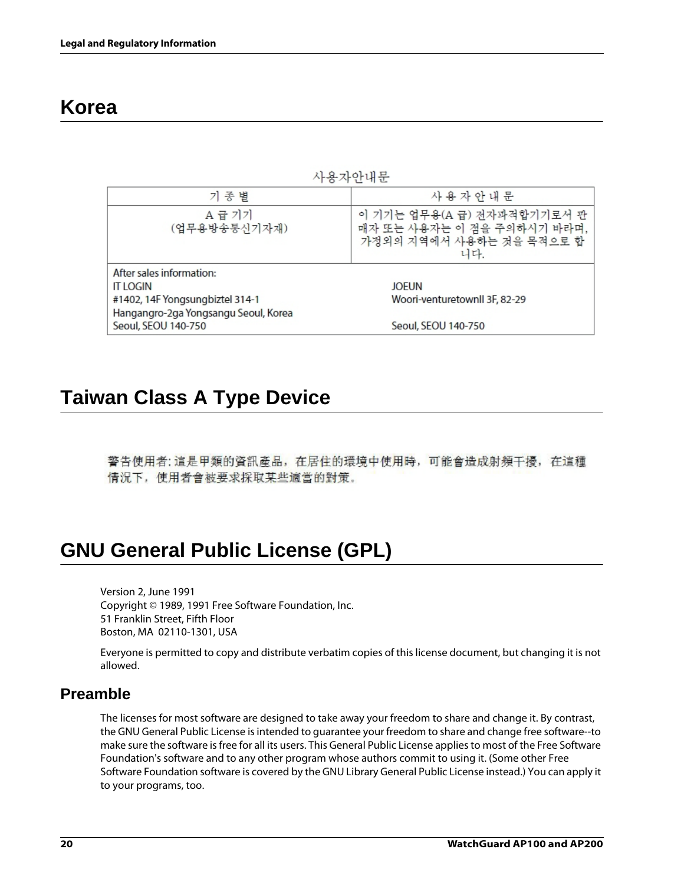## Korea

사용자안내문

| 기 종 별 | 사 용 자 안 내 문 |
| --- | --- |
| A 급 기기<br>(업무용방송통신기자재) | 이 기기는 업무용(A 급) 전자파적합기기로서 판매자 또는 사용자는 이 점을 주의하시기 바라며, 가정외의 지역에서 사용하는 것을 목적으로 합니다. |
| After sales information:<br>IT LOGIN<br>#1402, 14F Yongsungbiztel 314-1<br>Hangangro-2ga Yongsangu Seoul, Korea<br>Seoul, SEOU 140-750 | JOEUN<br>Woori-venturetownll 3F, 82-29<br><br>Seoul, SEOU 140-750 |

## Taiwan Class A Type Device

警告使用者: 這是甲類的資訊產品，在居住的環境中使用時，可能會造成射頻干擾，在這種情況下，使用者會被要求採取某些適當的對策。

## GNU General Public License (GPL)

Version 2, June 1991
Copyright © 1989, 1991 Free Software Foundation, Inc.
51 Franklin Street, Fifth Floor
Boston, MA 02110-1301, USA

Everyone is permitted to copy and distribute verbatim copies of this license document, but changing it is not allowed.

### Preamble

The licenses for most software are designed to take away your freedom to share and change it. By contrast, the GNU General Public License is intended to guarantee your freedom to share and change free software--to make sure the software is free for all its users. This General Public License applies to most of the Free Software Foundation's software and to any other program whose authors commit to using it. (Some other Free Software Foundation software is covered by the GNU Library General Public License instead.) You can apply it to your programs, too.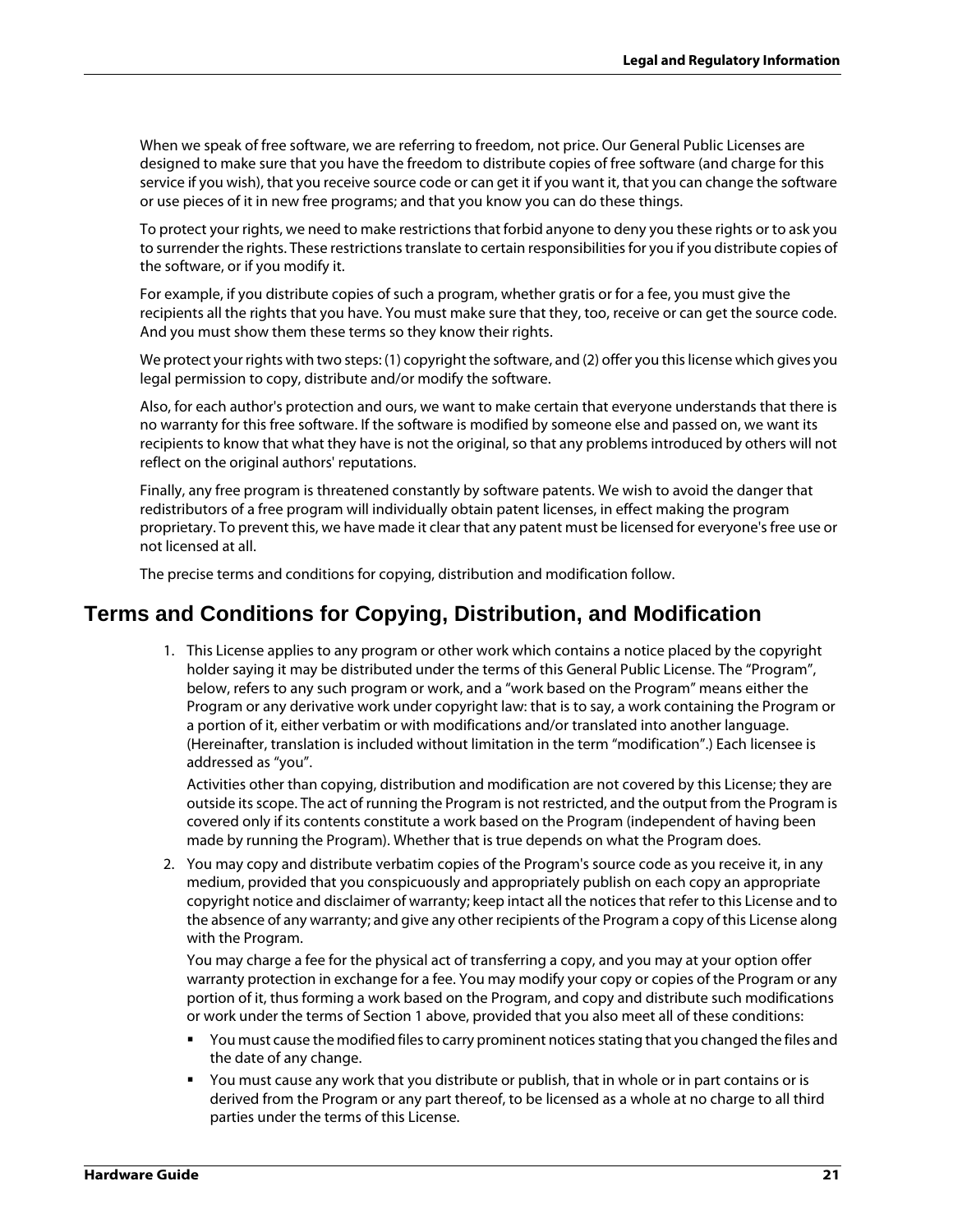When we speak of free software, we are referring to freedom, not price. Our General Public Licenses are designed to make sure that you have the freedom to distribute copies of free software (and charge for this service if you wish), that you receive source code or can get it if you want it, that you can change the software or use pieces of it in new free programs; and that you know you can do these things.

To protect your rights, we need to make restrictions that forbid anyone to deny you these rights or to ask you to surrender the rights. These restrictions translate to certain responsibilities for you if you distribute copies of the software, or if you modify it.

For example, if you distribute copies of such a program, whether gratis or for a fee, you must give the recipients all the rights that you have. You must make sure that they, too, receive or can get the source code. And you must show them these terms so they know their rights.

We protect your rights with two steps: (1) copyright the software, and (2) offer you this license which gives you legal permission to copy, distribute and/or modify the software.

Also, for each author's protection and ours, we want to make certain that everyone understands that there is no warranty for this free software. If the software is modified by someone else and passed on, we want its recipients to know that what they have is not the original, so that any problems introduced by others will not reflect on the original authors' reputations.

Finally, any free program is threatened constantly by software patents. We wish to avoid the danger that redistributors of a free program will individually obtain patent licenses, in effect making the program proprietary. To prevent this, we have made it clear that any patent must be licensed for everyone's free use or not licensed at all.

The precise terms and conditions for copying, distribution and modification follow.

## Terms and Conditions for Copying, Distribution, and Modification

1. This License applies to any program or other work which contains a notice placed by the copyright holder saying it may be distributed under the terms of this General Public License. The “Program”, below, refers to any such program or work, and a “work based on the Program” means either the Program or any derivative work under copyright law: that is to say, a work containing the Program or a portion of it, either verbatim or with modifications and/or translated into another language. (Hereinafter, translation is included without limitation in the term “modification”.) Each licensee is addressed as “you”.

   Activities other than copying, distribution and modification are not covered by this License; they are outside its scope. The act of running the Program is not restricted, and the output from the Program is covered only if its contents constitute a work based on the Program (independent of having been made by running the Program). Whether that is true depends on what the Program does.

2. You may copy and distribute verbatim copies of the Program's source code as you receive it, in any medium, provided that you conspicuously and appropriately publish on each copy an appropriate copyright notice and disclaimer of warranty; keep intact all the notices that refer to this License and to the absence of any warranty; and give any other recipients of the Program a copy of this License along with the Program.

   You may charge a fee for the physical act of transferring a copy, and you may at your option offer warranty protection in exchange for a fee. You may modify your copy or copies of the Program or any portion of it, thus forming a work based on the Program, and copy and distribute such modifications or work under the terms of Section 1 above, provided that you also meet all of these conditions:

   - You must cause the modified files to carry prominent notices stating that you changed the files and the date of any change.
   - You must cause any work that you distribute or publish, that in whole or in part contains or is derived from the Program or any part thereof, to be licensed as a whole at no charge to all third parties under the terms of this License.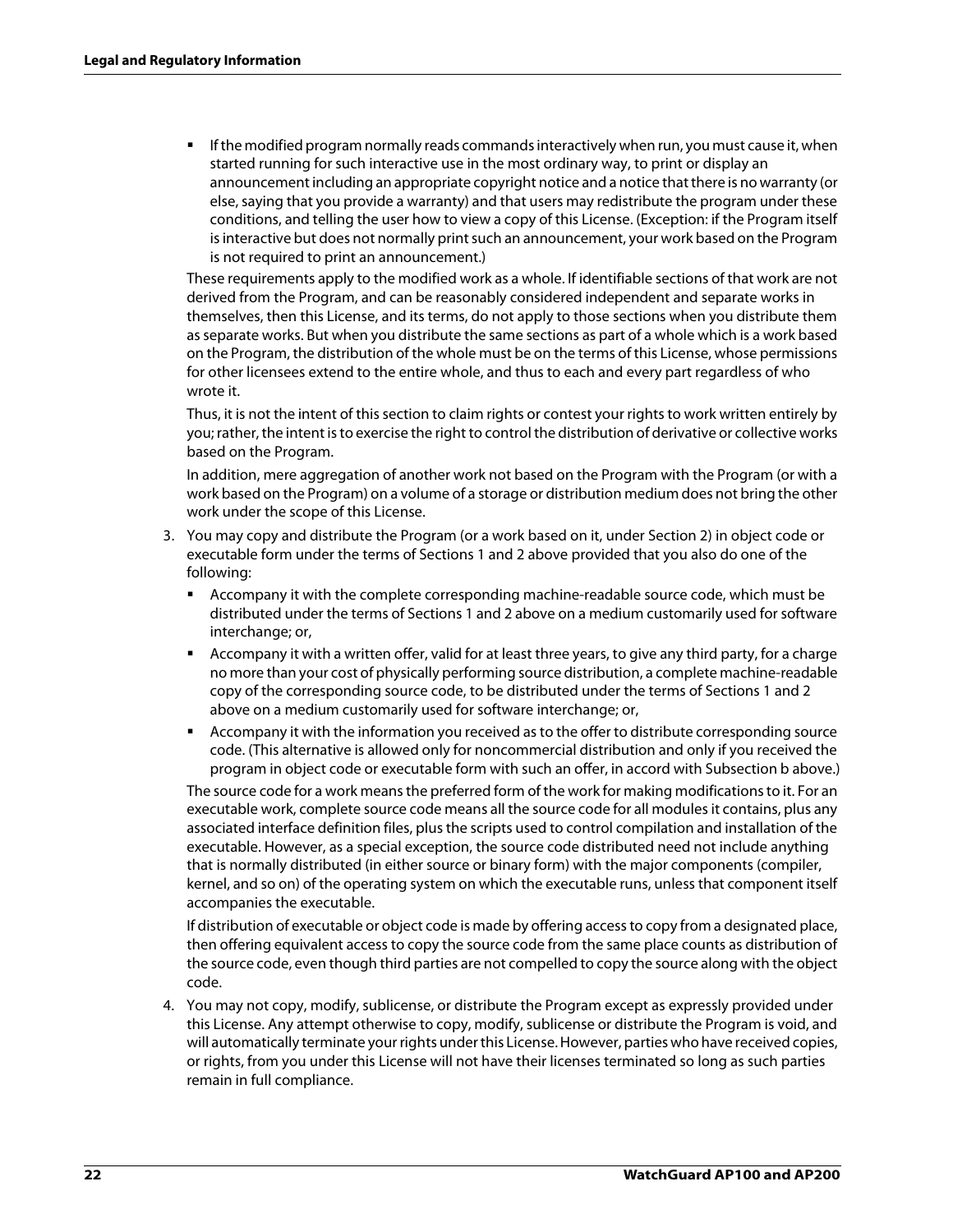- If the modified program normally reads commands interactively when run, you must cause it, when started running for such interactive use in the most ordinary way, to print or display an announcement including an appropriate copyright notice and a notice that there is no warranty (or else, saying that you provide a warranty) and that users may redistribute the program under these conditions, and telling the user how to view a copy of this License. (Exception: if the Program itself is interactive but does not normally print such an announcement, your work based on the Program is not required to print an announcement.)

  These requirements apply to the modified work as a whole. If identifiable sections of that work are not derived from the Program, and can be reasonably considered independent and separate works in themselves, then this License, and its terms, do not apply to those sections when you distribute them as separate works. But when you distribute the same sections as part of a whole which is a work based on the Program, the distribution of the whole must be on the terms of this License, whose permissions for other licensees extend to the entire whole, and thus to each and every part regardless of who wrote it.

  Thus, it is not the intent of this section to claim rights or contest your rights to work written entirely by you; rather, the intent is to exercise the right to control the distribution of derivative or collective works based on the Program.

  In addition, mere aggregation of another work not based on the Program with the Program (or with a work based on the Program) on a volume of a storage or distribution medium does not bring the other work under the scope of this License.

3. You may copy and distribute the Program (or a work based on it, under Section 2) in object code or executable form under the terms of Sections 1 and 2 above provided that you also do one of the following:
   - Accompany it with the complete corresponding machine-readable source code, which must be distributed under the terms of Sections 1 and 2 above on a medium customarily used for software interchange; or,
   - Accompany it with a written offer, valid for at least three years, to give any third party, for a charge no more than your cost of physically performing source distribution, a complete machine-readable copy of the corresponding source code, to be distributed under the terms of Sections 1 and 2 above on a medium customarily used for software interchange; or,
   - Accompany it with the information you received as to the offer to distribute corresponding source code. (This alternative is allowed only for noncommercial distribution and only if you received the program in object code or executable form with such an offer, in accord with Subsection b above.)

   The source code for a work means the preferred form of the work for making modifications to it. For an executable work, complete source code means all the source code for all modules it contains, plus any associated interface definition files, plus the scripts used to control compilation and installation of the executable. However, as a special exception, the source code distributed need not include anything that is normally distributed (in either source or binary form) with the major components (compiler, kernel, and so on) of the operating system on which the executable runs, unless that component itself accompanies the executable.

   If distribution of executable or object code is made by offering access to copy from a designated place, then offering equivalent access to copy the source code from the same place counts as distribution of the source code, even though third parties are not compelled to copy the source along with the object code.

4. You may not copy, modify, sublicense, or distribute the Program except as expressly provided under this License. Any attempt otherwise to copy, modify, sublicense or distribute the Program is void, and will automatically terminate your rights under this License. However, parties who have received copies, or rights, from you under this License will not have their licenses terminated so long as such parties remain in full compliance.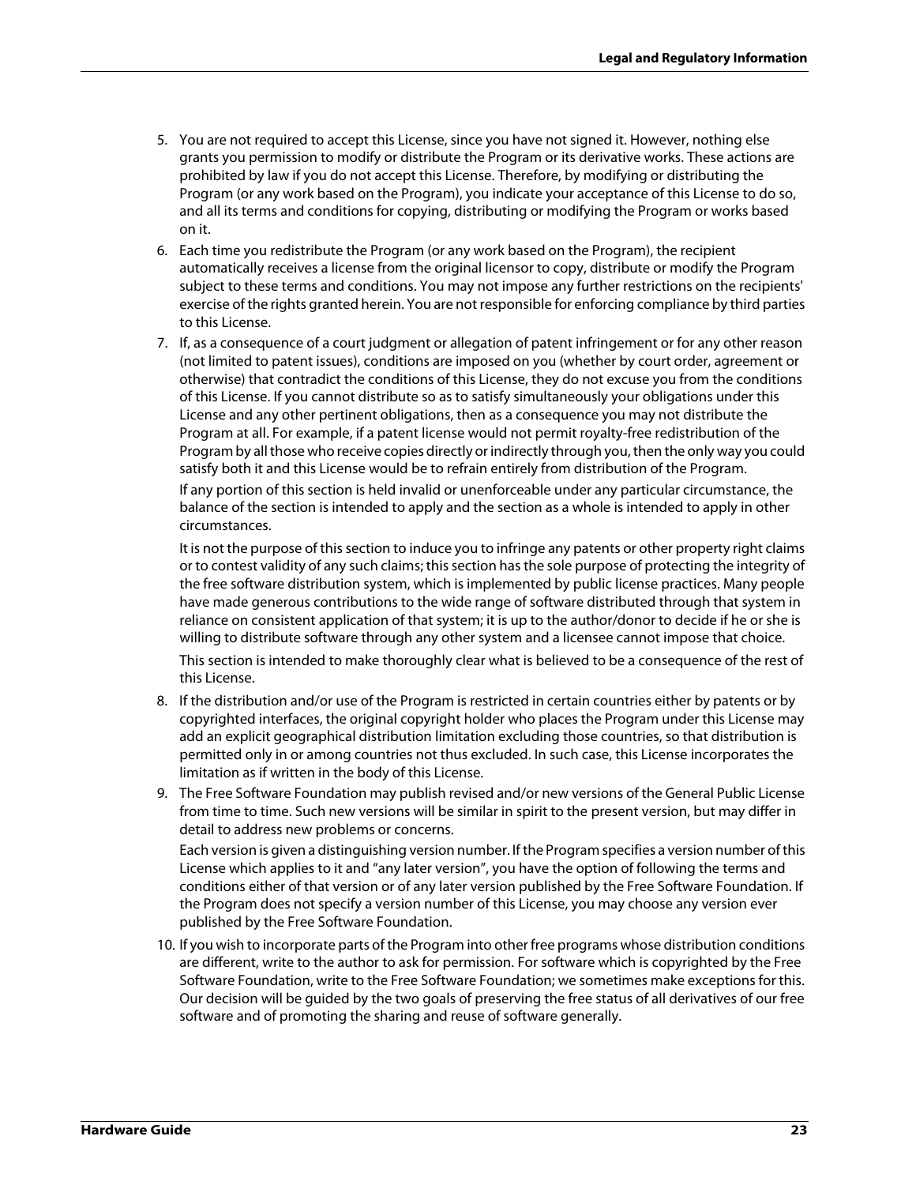5. You are not required to accept this License, since you have not signed it. However, nothing else grants you permission to modify or distribute the Program or its derivative works. These actions are prohibited by law if you do not accept this License. Therefore, by modifying or distributing the Program (or any work based on the Program), you indicate your acceptance of this License to do so, and all its terms and conditions for copying, distributing or modifying the Program or works based on it.
6. Each time you redistribute the Program (or any work based on the Program), the recipient automatically receives a license from the original licensor to copy, distribute or modify the Program subject to these terms and conditions. You may not impose any further restrictions on the recipients' exercise of the rights granted herein. You are not responsible for enforcing compliance by third parties to this License.
7. If, as a consequence of a court judgment or allegation of patent infringement or for any other reason (not limited to patent issues), conditions are imposed on you (whether by court order, agreement or otherwise) that contradict the conditions of this License, they do not excuse you from the conditions of this License. If you cannot distribute so as to satisfy simultaneously your obligations under this License and any other pertinent obligations, then as a consequence you may not distribute the Program at all. For example, if a patent license would not permit royalty-free redistribution of the Program by all those who receive copies directly or indirectly through you, then the only way you could satisfy both it and this License would be to refrain entirely from distribution of the Program.

   If any portion of this section is held invalid or unenforceable under any particular circumstance, the balance of the section is intended to apply and the section as a whole is intended to apply in other circumstances.

   It is not the purpose of this section to induce you to infringe any patents or other property right claims or to contest validity of any such claims; this section has the sole purpose of protecting the integrity of the free software distribution system, which is implemented by public license practices. Many people have made generous contributions to the wide range of software distributed through that system in reliance on consistent application of that system; it is up to the author/donor to decide if he or she is willing to distribute software through any other system and a licensee cannot impose that choice.

   This section is intended to make thoroughly clear what is believed to be a consequence of the rest of this License.
8. If the distribution and/or use of the Program is restricted in certain countries either by patents or by copyrighted interfaces, the original copyright holder who places the Program under this License may add an explicit geographical distribution limitation excluding those countries, so that distribution is permitted only in or among countries not thus excluded. In such case, this License incorporates the limitation as if written in the body of this License.
9. The Free Software Foundation may publish revised and/or new versions of the General Public License from time to time. Such new versions will be similar in spirit to the present version, but may differ in detail to address new problems or concerns.

   Each version is given a distinguishing version number. If the Program specifies a version number of this License which applies to it and "any later version", you have the option of following the terms and conditions either of that version or of any later version published by the Free Software Foundation. If the Program does not specify a version number of this License, you may choose any version ever published by the Free Software Foundation.
10. If you wish to incorporate parts of the Program into other free programs whose distribution conditions are different, write to the author to ask for permission. For software which is copyrighted by the Free Software Foundation, write to the Free Software Foundation; we sometimes make exceptions for this. Our decision will be guided by the two goals of preserving the free status of all derivatives of our free software and of promoting the sharing and reuse of software generally.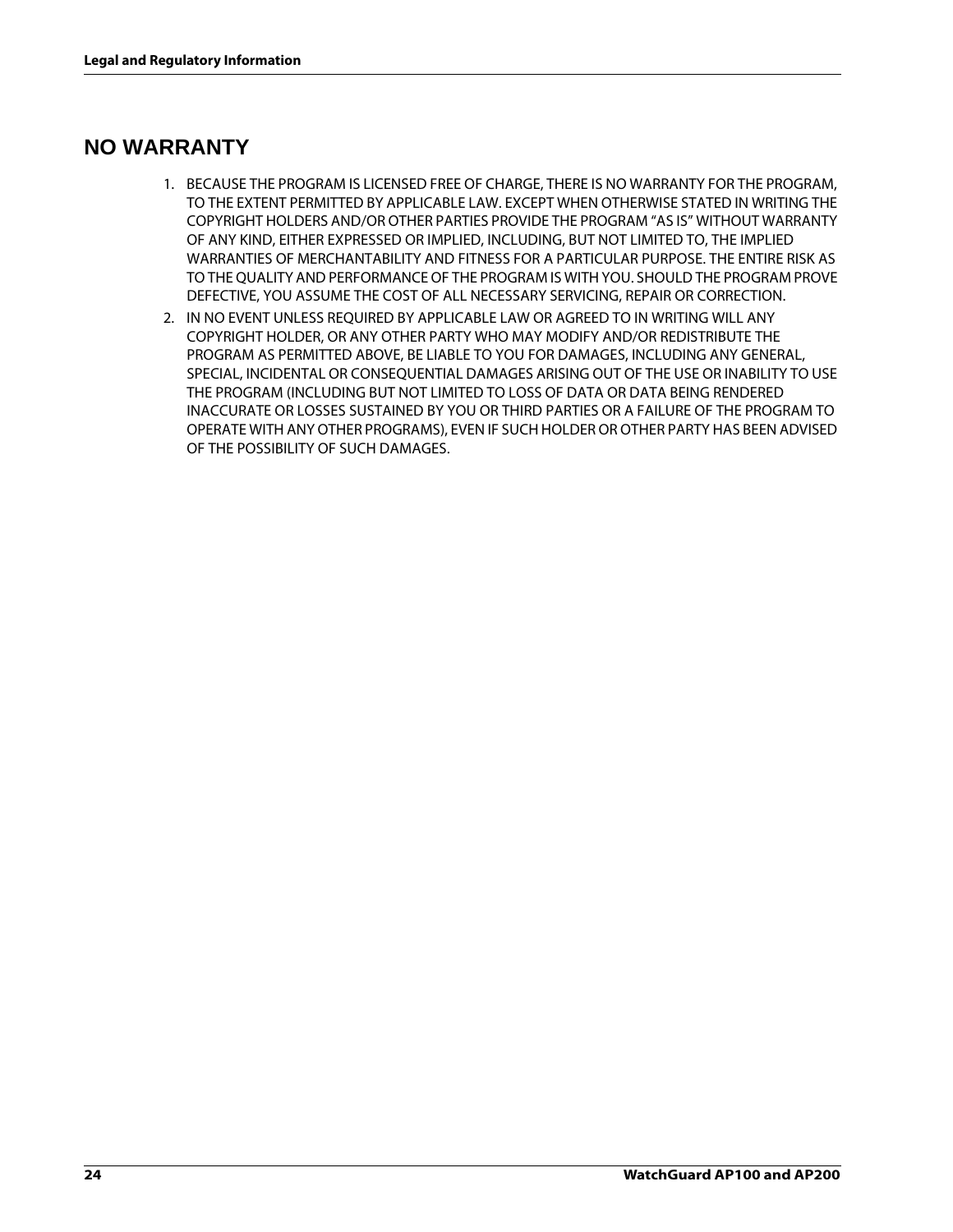## NO WARRANTY

1. BECAUSE THE PROGRAM IS LICENSED FREE OF CHARGE, THERE IS NO WARRANTY FOR THE PROGRAM, TO THE EXTENT PERMITTED BY APPLICABLE LAW. EXCEPT WHEN OTHERWISE STATED IN WRITING THE COPYRIGHT HOLDERS AND/OR OTHER PARTIES PROVIDE THE PROGRAM "AS IS" WITHOUT WARRANTY OF ANY KIND, EITHER EXPRESSED OR IMPLIED, INCLUDING, BUT NOT LIMITED TO, THE IMPLIED WARRANTIES OF MERCHANTABILITY AND FITNESS FOR A PARTICULAR PURPOSE. THE ENTIRE RISK AS TO THE QUALITY AND PERFORMANCE OF THE PROGRAM IS WITH YOU. SHOULD THE PROGRAM PROVE DEFECTIVE, YOU ASSUME THE COST OF ALL NECESSARY SERVICING, REPAIR OR CORRECTION.
2. IN NO EVENT UNLESS REQUIRED BY APPLICABLE LAW OR AGREED TO IN WRITING WILL ANY COPYRIGHT HOLDER, OR ANY OTHER PARTY WHO MAY MODIFY AND/OR REDISTRIBUTE THE PROGRAM AS PERMITTED ABOVE, BE LIABLE TO YOU FOR DAMAGES, INCLUDING ANY GENERAL, SPECIAL, INCIDENTAL OR CONSEQUENTIAL DAMAGES ARISING OUT OF THE USE OR INABILITY TO USE THE PROGRAM (INCLUDING BUT NOT LIMITED TO LOSS OF DATA OR DATA BEING RENDERED INACCURATE OR LOSSES SUSTAINED BY YOU OR THIRD PARTIES OR A FAILURE OF THE PROGRAM TO OPERATE WITH ANY OTHER PROGRAMS), EVEN IF SUCH HOLDER OR OTHER PARTY HAS BEEN ADVISED OF THE POSSIBILITY OF SUCH DAMAGES.